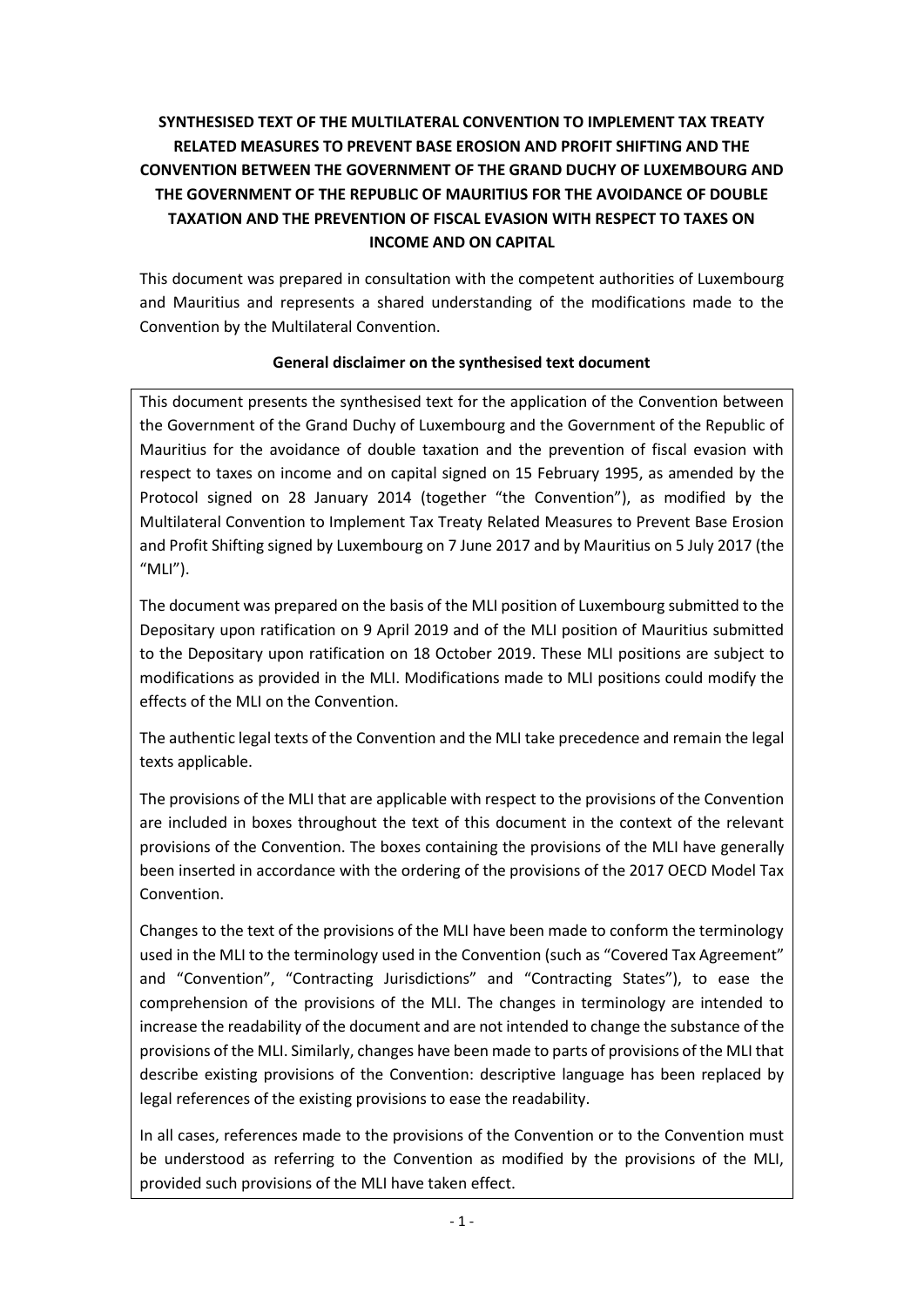# SYNTHESISED TEXT OF THE MULTILATERAL CONVENTION TO IMPLEMENT TAX TREATY RELATED MEASURES TO PREVENT BASE EROSION AND PROFIT SHIFTING AND THE CONVENTION BETWEEN THE GOVERNMENT OF THE GRAND DUCHY OF LUXEMBOURG AND THE GOVERNMENT OF THE REPUBLIC OF MAURITIUS FOR THE AVOIDANCE OF DOUBLE TAXATION AND THE PREVENTION OF FISCAL EVASION WITH RESPECT TO TAXES ON INCOME AND ON CAPITAL

This document was prepared in consultation with the competent authorities of Luxembourg and Mauritius and represents a shared understanding of the modifications made to the Convention by the Multilateral Convention.

## General disclaimer on the synthesised text document

This document presents the synthesised text for the application of the Convention between the Government of the Grand Duchy of Luxembourg and the Government of the Republic of Mauritius for the avoidance of double taxation and the prevention of fiscal evasion with respect to taxes on income and on capital signed on 15 February 1995, as amended by the Protocol signed on 28 January 2014 (together "the Convention"), as modified by the Multilateral Convention to Implement Tax Treaty Related Measures to Prevent Base Erosion and Profit Shifting signed by Luxembourg on 7 June 2017 and by Mauritius on 5 July 2017 (the "MLI").

The document was prepared on the basis of the MLI position of Luxembourg submitted to the Depositary upon ratification on 9 April 2019 and of the MLI position of Mauritius submitted to the Depositary upon ratification on 18 October 2019. These MLI positions are subject to modifications as provided in the MLI. Modifications made to MLI positions could modify the effects of the MLI on the Convention.

The authentic legal texts of the Convention and the MLI take precedence and remain the legal texts applicable.

The provisions of the MLI that are applicable with respect to the provisions of the Convention are included in boxes throughout the text of this document in the context of the relevant provisions of the Convention. The boxes containing the provisions of the MLI have generally been inserted in accordance with the ordering of the provisions of the 2017 OECD Model Tax Convention.

Changes to the text of the provisions of the MLI have been made to conform the terminology used in the MLI to the terminology used in the Convention (such as "Covered Tax Agreement" and "Convention", "Contracting Jurisdictions" and "Contracting States"), to ease the comprehension of the provisions of the MLI. The changes in terminology are intended to increase the readability of the document and are not intended to change the substance of the provisions of the MLI. Similarly, changes have been made to parts of provisions of the MLI that describe existing provisions of the Convention: descriptive language has been replaced by legal references of the existing provisions to ease the readability.

In all cases, references made to the provisions of the Convention or to the Convention must be understood as referring to the Convention as modified by the provisions of the MLI, provided such provisions of the MLI have taken effect.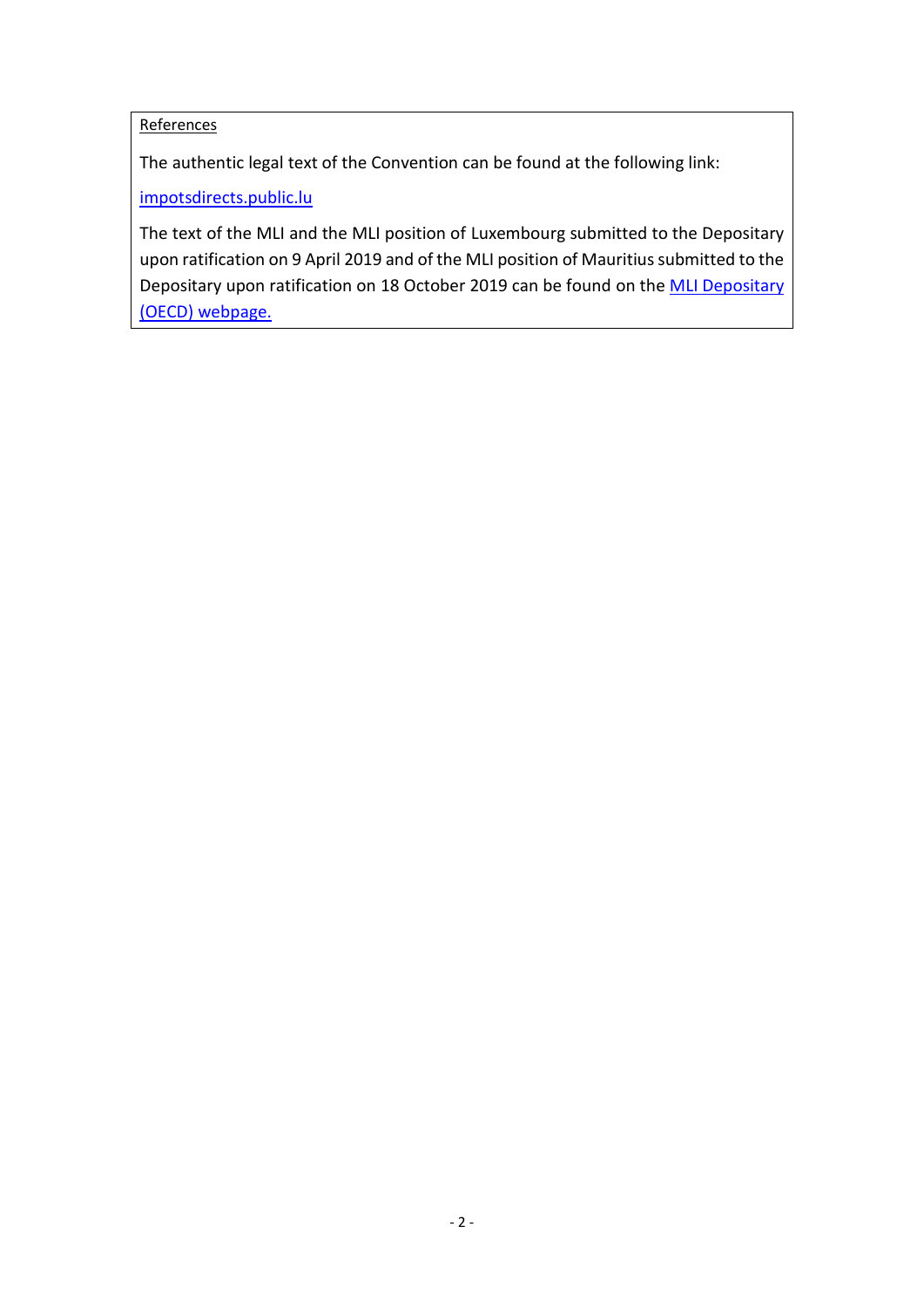References

The authentic legal text of the Convention can be found at the following link:

[impotsdirects.public.lu](impotsdirects.public.lu)

The text of the MLI and the MLI position of Luxembourg submitted to the Depositary upon ratification on 9 April 2019 and of the MLI position of Mauritius submitted to the Depositary upon ratification on 18 October 2019 can be found on the MLI Depositary (OECD) webpage.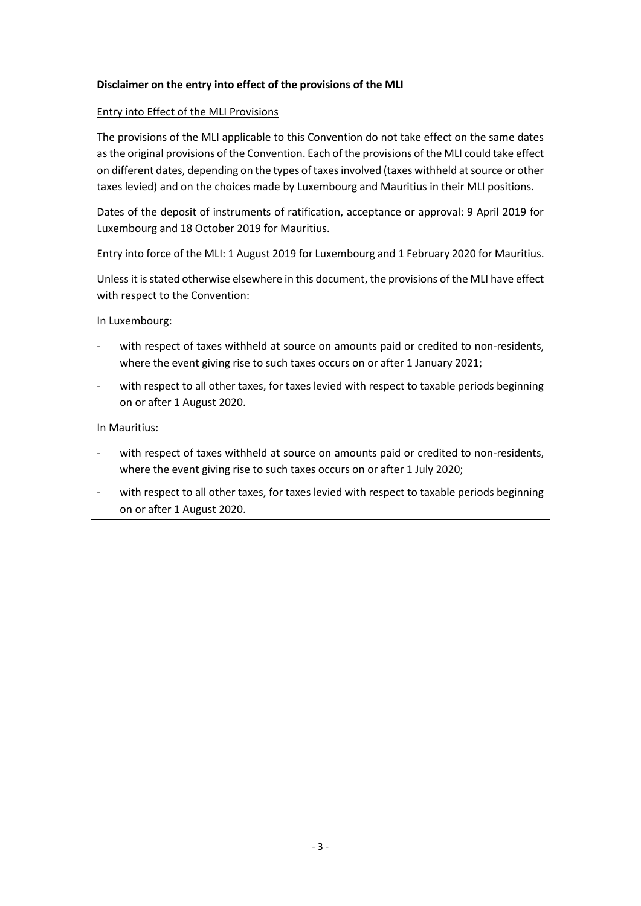**Disclaimer on the entry into effect of the provisions of the MLI**

Entry into Effect of the MLI Provisions

The provisions of the MLI applicable to this Convention do not take effect on the same dates as the original provisions of the Convention. Each of the provisions of the MLI could take effect on different dates, depending on the types of taxes involved (taxes withheld at source or other taxes levied) and on the choices made by Luxembourg and Mauritius in their MLI positions.

Dates of the deposit of instruments of ratification, acceptance or approval: 9 April 2019 for Luxembourg and 18 October 2019 for Mauritius.

Entry into force of the MLI: 1 August 2019 for Luxembourg and 1 February 2020 for Mauritius.

Unless it is stated otherwise elsewhere in this document, the provisions of the MLI have effect with respect to the Convention:

In Luxembourg:

- with respect of taxes withheld at source on amounts paid or credited to non-residents, where the event giving rise to such taxes occurs on or after 1 January 2021;
- with respect to all other taxes, for taxes levied with respect to taxable periods beginning on or after 1 August 2020.

In Mauritius:

- with respect of taxes withheld at source on amounts paid or credited to non-residents, where the event giving rise to such taxes occurs on or after 1 July 2020;
- with respect to all other taxes, for taxes levied with respect to taxable periods beginning on or after 1 August 2020.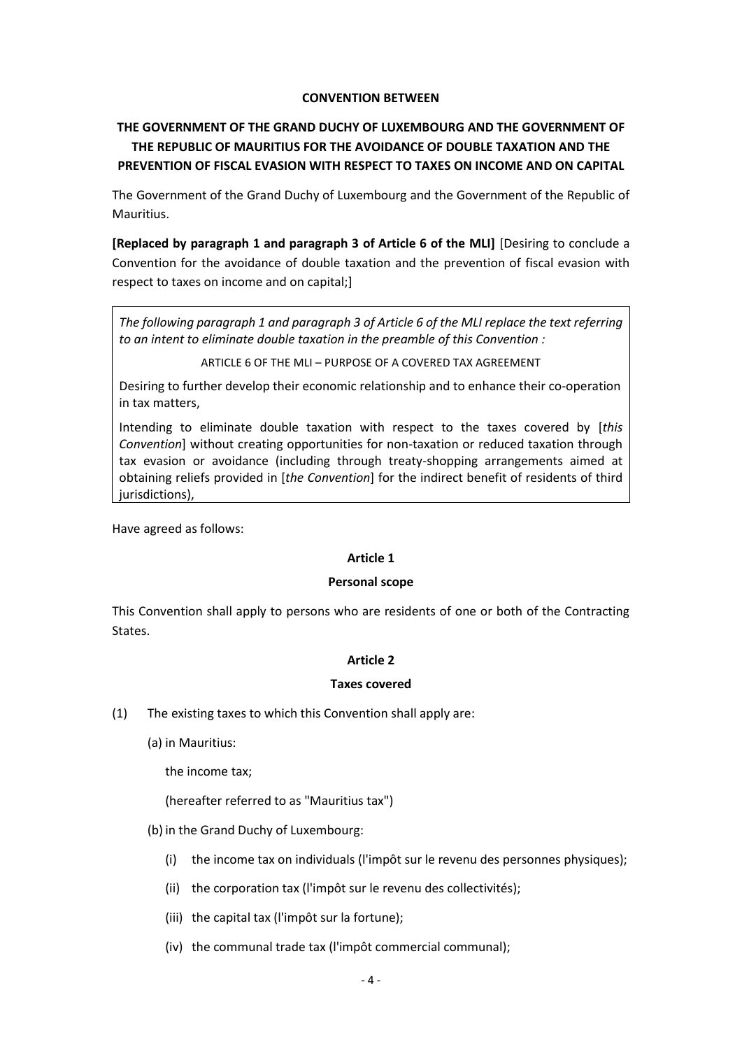**CONVENTION BETWEEN**

**THE GOVERNMENT OF THE GRAND DUCHY OF LUXEMBOURG AND THE GOVERNMENT OF THE REPUBLIC OF MAURITIUS FOR THE AVOIDANCE OF DOUBLE TAXATION AND THE PREVENTION OF FISCAL EVASION WITH RESPECT TO TAXES ON INCOME AND ON CAPITAL**

The Government of the Grand Duchy of Luxembourg and the Government of the Republic of Mauritius.

**[Replaced by paragraph 1 and paragraph 3 of Article 6 of the MLI]** [Desiring to conclude a Convention for the avoidance of double taxation and the prevention of fiscal evasion with respect to taxes on income and on capital;]

> *The following paragraph 1 and paragraph 3 of Article 6 of the MLI replace the text referring to an intent to eliminate double taxation in the preamble of this Convention :*
>
> ARTICLE 6 OF THE MLI – PURPOSE OF A COVERED TAX AGREEMENT
>
> Desiring to further develop their economic relationship and to enhance their co-operation in tax matters,
>
> Intending to eliminate double taxation with respect to the taxes covered by [*this Convention*] without creating opportunities for non-taxation or reduced taxation through tax evasion or avoidance (including through treaty-shopping arrangements aimed at obtaining reliefs provided in [*the Convention*] for the indirect benefit of residents of third jurisdictions),

Have agreed as follows:

**Article 1**

**Personal scope**

This Convention shall apply to persons who are residents of one or both of the Contracting States.

**Article 2**

**Taxes covered**

(1) The existing taxes to which this Convention shall apply are:

(a) in Mauritius:

the income tax;

(hereafter referred to as "Mauritius tax")

(b) in the Grand Duchy of Luxembourg:

(i) the income tax on individuals (l'impôt sur le revenu des personnes physiques);

(ii) the corporation tax (l'impôt sur le revenu des collectivités);

(iii) the capital tax (l'impôt sur la fortune);

(iv) the communal trade tax (l'impôt commercial communal);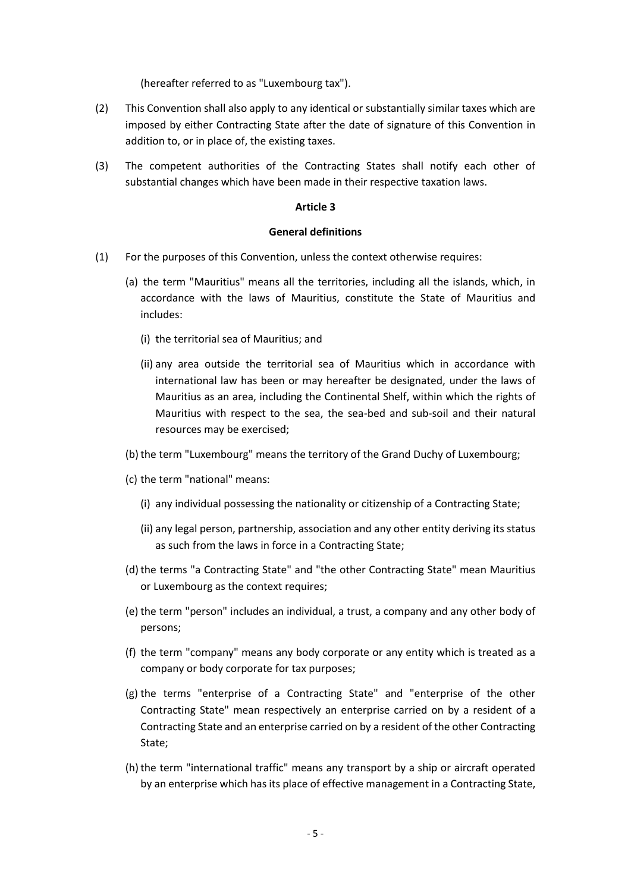(hereafter referred to as "Luxembourg tax").

(2) This Convention shall also apply to any identical or substantially similar taxes which are imposed by either Contracting State after the date of signature of this Convention in addition to, or in place of, the existing taxes.

(3) The competent authorities of the Contracting States shall notify each other of substantial changes which have been made in their respective taxation laws.

**Article 3**

**General definitions**

(1) For the purposes of this Convention, unless the context otherwise requires:

(a) the term "Mauritius" means all the territories, including all the islands, which, in accordance with the laws of Mauritius, constitute the State of Mauritius and includes:

(i) the territorial sea of Mauritius; and

(ii) any area outside the territorial sea of Mauritius which in accordance with international law has been or may hereafter be designated, under the laws of Mauritius as an area, including the Continental Shelf, within which the rights of Mauritius with respect to the sea, the sea-bed and sub-soil and their natural resources may be exercised;

(b) the term "Luxembourg" means the territory of the Grand Duchy of Luxembourg;

(c) the term "national" means:

(i) any individual possessing the nationality or citizenship of a Contracting State;

(ii) any legal person, partnership, association and any other entity deriving its status as such from the laws in force in a Contracting State;

(d) the terms "a Contracting State" and "the other Contracting State" mean Mauritius or Luxembourg as the context requires;

(e) the term "person" includes an individual, a trust, a company and any other body of persons;

(f) the term "company" means any body corporate or any entity which is treated as a company or body corporate for tax purposes;

(g) the terms "enterprise of a Contracting State" and "enterprise of the other Contracting State" mean respectively an enterprise carried on by a resident of a Contracting State and an enterprise carried on by a resident of the other Contracting State;

(h) the term "international traffic" means any transport by a ship or aircraft operated by an enterprise which has its place of effective management in a Contracting State,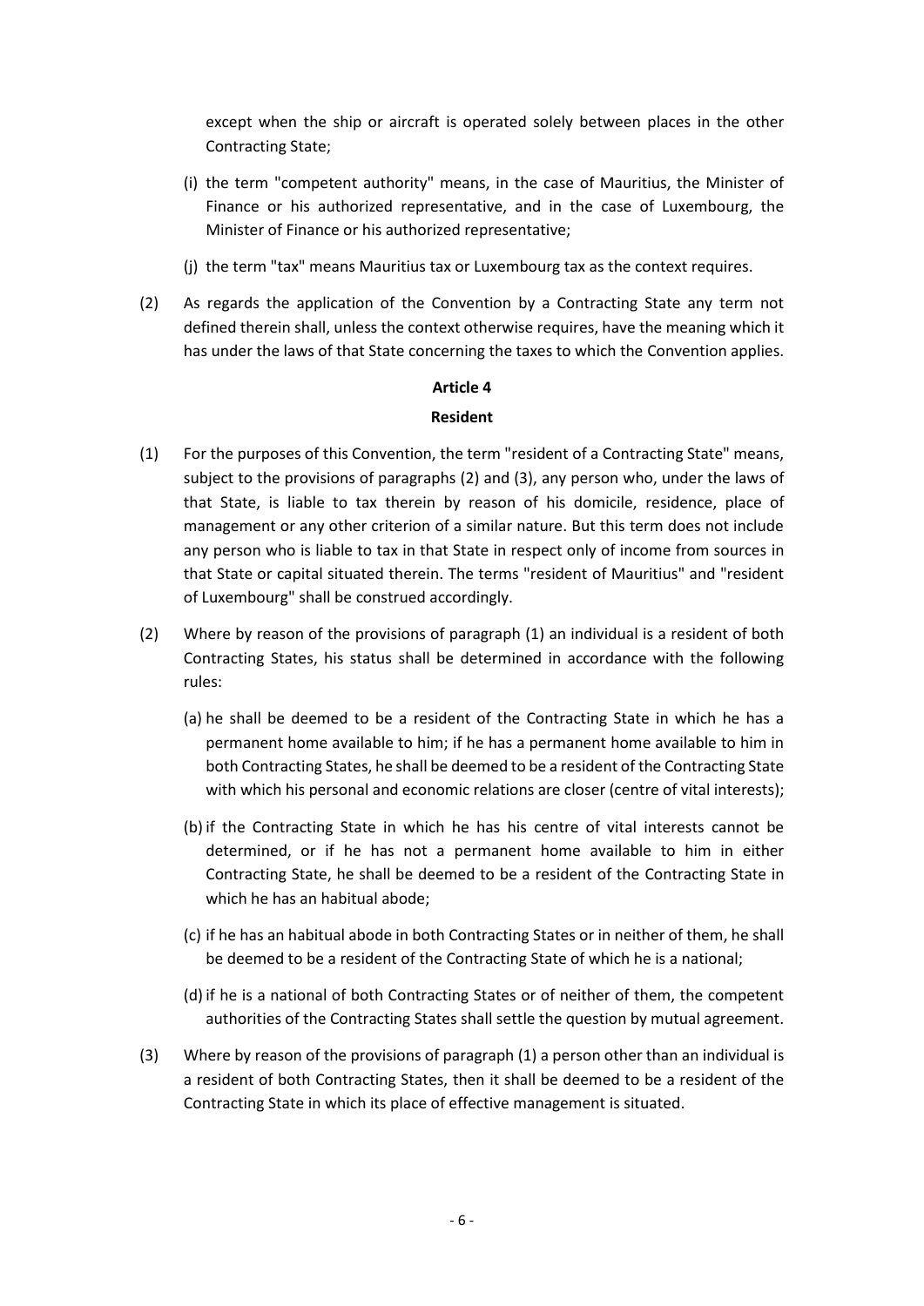except when the ship or aircraft is operated solely between places in the other Contracting State;

(i) the term "competent authority" means, in the case of Mauritius, the Minister of Finance or his authorized representative, and in the case of Luxembourg, the Minister of Finance or his authorized representative;

(j) the term "tax" means Mauritius tax or Luxembourg tax as the context requires.

(2) As regards the application of the Convention by a Contracting State any term not defined therein shall, unless the context otherwise requires, have the meaning which it has under the laws of that State concerning the taxes to which the Convention applies.

## Article 4

## Resident

(1) For the purposes of this Convention, the term "resident of a Contracting State" means, subject to the provisions of paragraphs (2) and (3), any person who, under the laws of that State, is liable to tax therein by reason of his domicile, residence, place of management or any other criterion of a similar nature. But this term does not include any person who is liable to tax in that State in respect only of income from sources in that State or capital situated therein. The terms "resident of Mauritius" and "resident of Luxembourg" shall be construed accordingly.

(2) Where by reason of the provisions of paragraph (1) an individual is a resident of both Contracting States, his status shall be determined in accordance with the following rules:

(a) he shall be deemed to be a resident of the Contracting State in which he has a permanent home available to him; if he has a permanent home available to him in both Contracting States, he shall be deemed to be a resident of the Contracting State with which his personal and economic relations are closer (centre of vital interests);

(b) if the Contracting State in which he has his centre of vital interests cannot be determined, or if he has not a permanent home available to him in either Contracting State, he shall be deemed to be a resident of the Contracting State in which he has an habitual abode;

(c) if he has an habitual abode in both Contracting States or in neither of them, he shall be deemed to be a resident of the Contracting State of which he is a national;

(d) if he is a national of both Contracting States or of neither of them, the competent authorities of the Contracting States shall settle the question by mutual agreement.

(3) Where by reason of the provisions of paragraph (1) a person other than an individual is a resident of both Contracting States, then it shall be deemed to be a resident of the Contracting State in which its place of effective management is situated.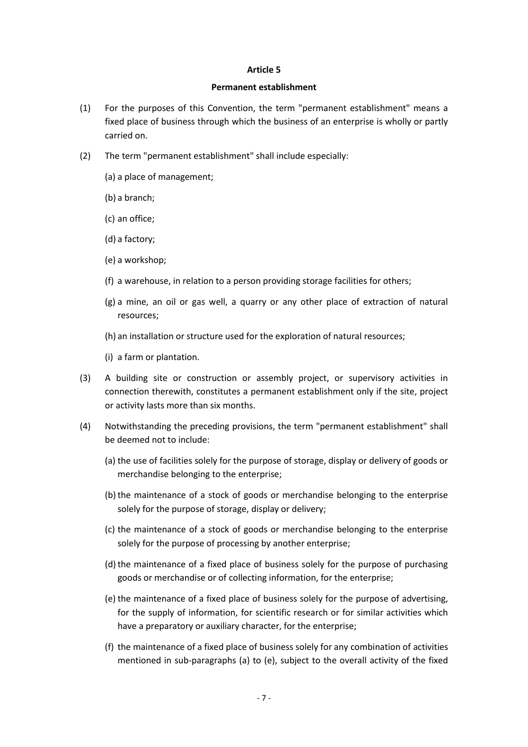**Article 5**

**Permanent establishment**

(1) For the purposes of this Convention, the term "permanent establishment" means a fixed place of business through which the business of an enterprise is wholly or partly carried on.

(2) The term "permanent establishment" shall include especially:

(a) a place of management;

(b) a branch;

(c) an office;

(d) a factory;

(e) a workshop;

(f) a warehouse, in relation to a person providing storage facilities for others;

(g) a mine, an oil or gas well, a quarry or any other place of extraction of natural resources;

(h) an installation or structure used for the exploration of natural resources;

(i) a farm or plantation.

(3) A building site or construction or assembly project, or supervisory activities in connection therewith, constitutes a permanent establishment only if the site, project or activity lasts more than six months.

(4) Notwithstanding the preceding provisions, the term "permanent establishment" shall be deemed not to include:

(a) the use of facilities solely for the purpose of storage, display or delivery of goods or merchandise belonging to the enterprise;

(b) the maintenance of a stock of goods or merchandise belonging to the enterprise solely for the purpose of storage, display or delivery;

(c) the maintenance of a stock of goods or merchandise belonging to the enterprise solely for the purpose of processing by another enterprise;

(d) the maintenance of a fixed place of business solely for the purpose of purchasing goods or merchandise or of collecting information, for the enterprise;

(e) the maintenance of a fixed place of business solely for the purpose of advertising, for the supply of information, for scientific research or for similar activities which have a preparatory or auxiliary character, for the enterprise;

(f) the maintenance of a fixed place of business solely for any combination of activities mentioned in sub-paragraphs (a) to (e), subject to the overall activity of the fixed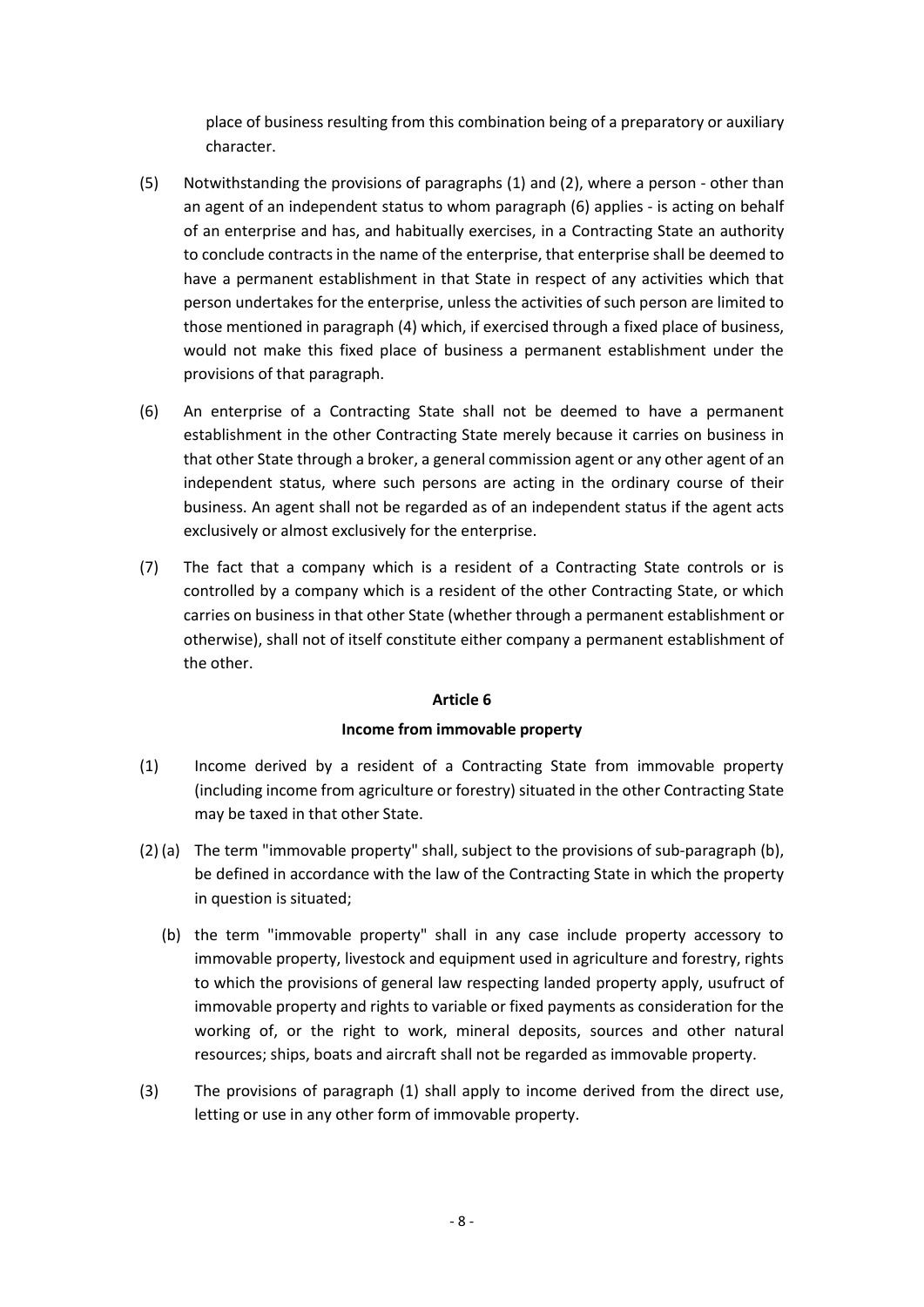place of business resulting from this combination being of a preparatory or auxiliary character.

(5) Notwithstanding the provisions of paragraphs (1) and (2), where a person - other than an agent of an independent status to whom paragraph (6) applies - is acting on behalf of an enterprise and has, and habitually exercises, in a Contracting State an authority to conclude contracts in the name of the enterprise, that enterprise shall be deemed to have a permanent establishment in that State in respect of any activities which that person undertakes for the enterprise, unless the activities of such person are limited to those mentioned in paragraph (4) which, if exercised through a fixed place of business, would not make this fixed place of business a permanent establishment under the provisions of that paragraph.

(6) An enterprise of a Contracting State shall not be deemed to have a permanent establishment in the other Contracting State merely because it carries on business in that other State through a broker, a general commission agent or any other agent of an independent status, where such persons are acting in the ordinary course of their business. An agent shall not be regarded as of an independent status if the agent acts exclusively or almost exclusively for the enterprise.

(7) The fact that a company which is a resident of a Contracting State controls or is controlled by a company which is a resident of the other Contracting State, or which carries on business in that other State (whether through a permanent establishment or otherwise), shall not of itself constitute either company a permanent establishment of the other.

## Article 6

### Income from immovable property

(1) Income derived by a resident of a Contracting State from immovable property (including income from agriculture or forestry) situated in the other Contracting State may be taxed in that other State.

(2) (a) The term "immovable property" shall, subject to the provisions of sub-paragraph (b), be defined in accordance with the law of the Contracting State in which the property in question is situated;

(b) the term "immovable property" shall in any case include property accessory to immovable property, livestock and equipment used in agriculture and forestry, rights to which the provisions of general law respecting landed property apply, usufruct of immovable property and rights to variable or fixed payments as consideration for the working of, or the right to work, mineral deposits, sources and other natural resources; ships, boats and aircraft shall not be regarded as immovable property.

(3) The provisions of paragraph (1) shall apply to income derived from the direct use, letting or use in any other form of immovable property.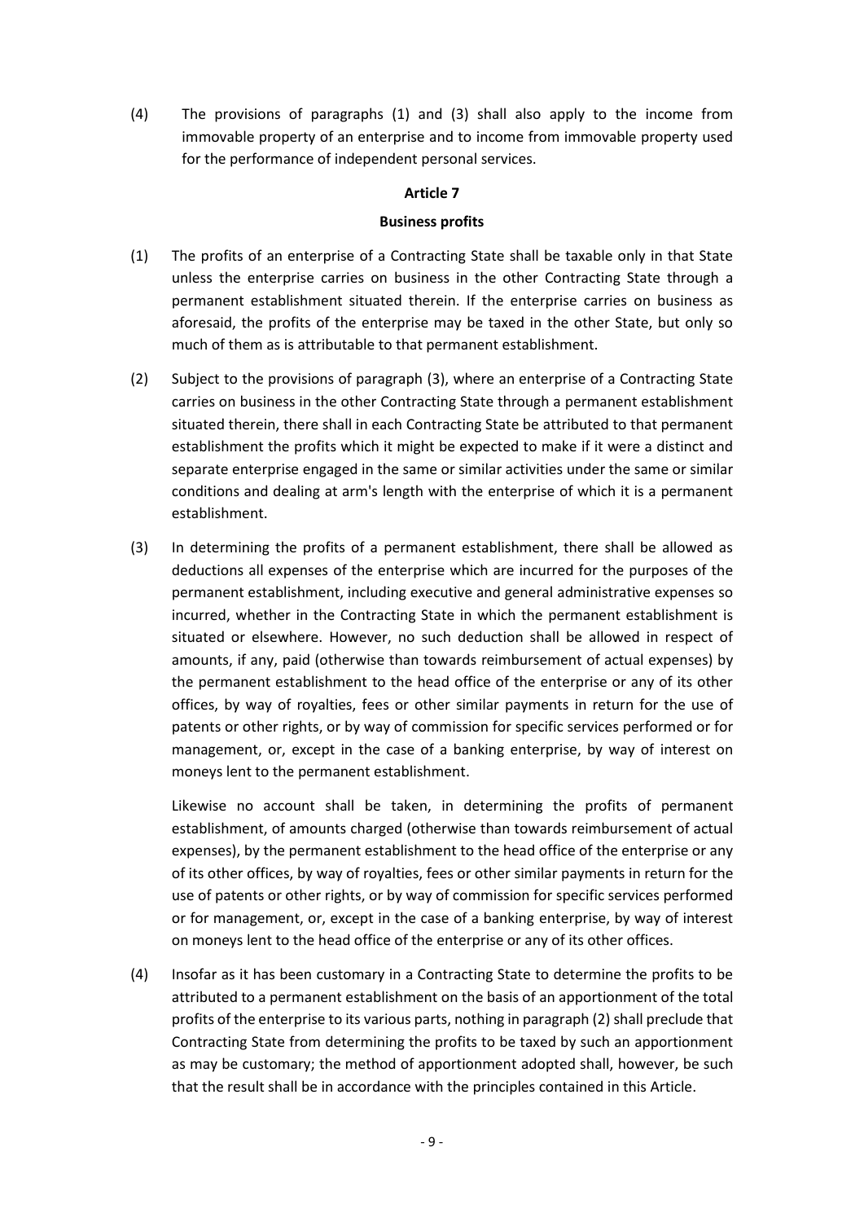(4) The provisions of paragraphs (1) and (3) shall also apply to the income from immovable property of an enterprise and to income from immovable property used for the performance of independent personal services.

## Article 7

### Business profits

(1) The profits of an enterprise of a Contracting State shall be taxable only in that State unless the enterprise carries on business in the other Contracting State through a permanent establishment situated therein. If the enterprise carries on business as aforesaid, the profits of the enterprise may be taxed in the other State, but only so much of them as is attributable to that permanent establishment.

(2) Subject to the provisions of paragraph (3), where an enterprise of a Contracting State carries on business in the other Contracting State through a permanent establishment situated therein, there shall in each Contracting State be attributed to that permanent establishment the profits which it might be expected to make if it were a distinct and separate enterprise engaged in the same or similar activities under the same or similar conditions and dealing at arm's length with the enterprise of which it is a permanent establishment.

(3) In determining the profits of a permanent establishment, there shall be allowed as deductions all expenses of the enterprise which are incurred for the purposes of the permanent establishment, including executive and general administrative expenses so incurred, whether in the Contracting State in which the permanent establishment is situated or elsewhere. However, no such deduction shall be allowed in respect of amounts, if any, paid (otherwise than towards reimbursement of actual expenses) by the permanent establishment to the head office of the enterprise or any of its other offices, by way of royalties, fees or other similar payments in return for the use of patents or other rights, or by way of commission for specific services performed or for management, or, except in the case of a banking enterprise, by way of interest on moneys lent to the permanent establishment.

Likewise no account shall be taken, in determining the profits of permanent establishment, of amounts charged (otherwise than towards reimbursement of actual expenses), by the permanent establishment to the head office of the enterprise or any of its other offices, by way of royalties, fees or other similar payments in return for the use of patents or other rights, or by way of commission for specific services performed or for management, or, except in the case of a banking enterprise, by way of interest on moneys lent to the head office of the enterprise or any of its other offices.

(4) Insofar as it has been customary in a Contracting State to determine the profits to be attributed to a permanent establishment on the basis of an apportionment of the total profits of the enterprise to its various parts, nothing in paragraph (2) shall preclude that Contracting State from determining the profits to be taxed by such an apportionment as may be customary; the method of apportionment adopted shall, however, be such that the result shall be in accordance with the principles contained in this Article.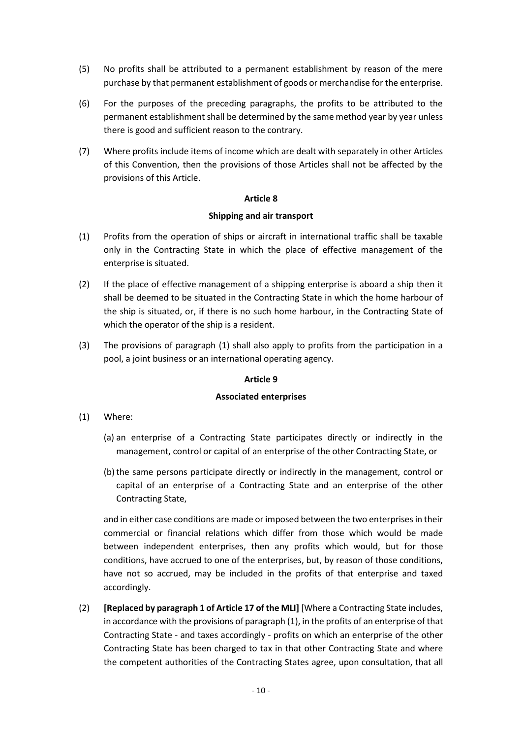(5) No profits shall be attributed to a permanent establishment by reason of the mere purchase by that permanent establishment of goods or merchandise for the enterprise.

(6) For the purposes of the preceding paragraphs, the profits to be attributed to the permanent establishment shall be determined by the same method year by year unless there is good and sufficient reason to the contrary.

(7) Where profits include items of income which are dealt with separately in other Articles of this Convention, then the provisions of those Articles shall not be affected by the provisions of this Article.

**Article 8**

**Shipping and air transport**

(1) Profits from the operation of ships or aircraft in international traffic shall be taxable only in the Contracting State in which the place of effective management of the enterprise is situated.

(2) If the place of effective management of a shipping enterprise is aboard a ship then it shall be deemed to be situated in the Contracting State in which the home harbour of the ship is situated, or, if there is no such home harbour, in the Contracting State of which the operator of the ship is a resident.

(3) The provisions of paragraph (1) shall also apply to profits from the participation in a pool, a joint business or an international operating agency.

**Article 9**

**Associated enterprises**

(1) Where:

(a) an enterprise of a Contracting State participates directly or indirectly in the management, control or capital of an enterprise of the other Contracting State, or

(b) the same persons participate directly or indirectly in the management, control or capital of an enterprise of a Contracting State and an enterprise of the other Contracting State,

and in either case conditions are made or imposed between the two enterprises in their commercial or financial relations which differ from those which would be made between independent enterprises, then any profits which would, but for those conditions, have accrued to one of the enterprises, but, by reason of those conditions, have not so accrued, may be included in the profits of that enterprise and taxed accordingly.

(2) **[Replaced by paragraph 1 of Article 17 of the MLI]** [Where a Contracting State includes, in accordance with the provisions of paragraph (1), in the profits of an enterprise of that Contracting State - and taxes accordingly - profits on which an enterprise of the other Contracting State has been charged to tax in that other Contracting State and where the competent authorities of the Contracting States agree, upon consultation, that all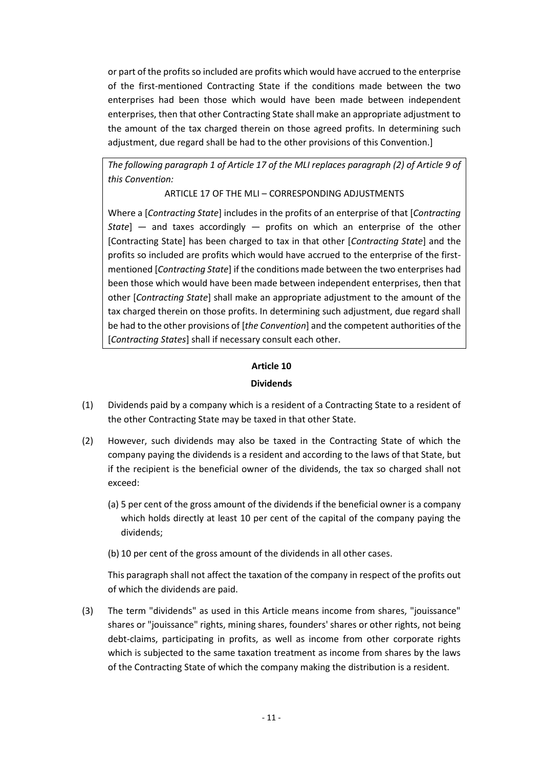or part of the profits so included are profits which would have accrued to the enterprise of the first-mentioned Contracting State if the conditions made between the two enterprises had been those which would have been made between independent enterprises, then that other Contracting State shall make an appropriate adjustment to the amount of the tax charged therein on those agreed profits. In determining such adjustment, due regard shall be had to the other provisions of this Convention.]

*The following paragraph 1 of Article 17 of the MLI replaces paragraph (2) of Article 9 of this Convention:*

ARTICLE 17 OF THE MLI – CORRESPONDING ADJUSTMENTS

Where a [*Contracting State*] includes in the profits of an enterprise of that [*Contracting State*] — and taxes accordingly — profits on which an enterprise of the other [Contracting State] has been charged to tax in that other [*Contracting State*] and the profits so included are profits which would have accrued to the enterprise of the first-mentioned [*Contracting State*] if the conditions made between the two enterprises had been those which would have been made between independent enterprises, then that other [*Contracting State*] shall make an appropriate adjustment to the amount of the tax charged therein on those profits. In determining such adjustment, due regard shall be had to the other provisions of [*the Convention*] and the competent authorities of the [*Contracting States*] shall if necessary consult each other.

## Article 10

## Dividends

(1) Dividends paid by a company which is a resident of a Contracting State to a resident of the other Contracting State may be taxed in that other State.

(2) However, such dividends may also be taxed in the Contracting State of which the company paying the dividends is a resident and according to the laws of that State, but if the recipient is the beneficial owner of the dividends, the tax so charged shall not exceed:

(a) 5 per cent of the gross amount of the dividends if the beneficial owner is a company which holds directly at least 10 per cent of the capital of the company paying the dividends;

(b) 10 per cent of the gross amount of the dividends in all other cases.

This paragraph shall not affect the taxation of the company in respect of the profits out of which the dividends are paid.

(3) The term "dividends" as used in this Article means income from shares, "jouissance" shares or "jouissance" rights, mining shares, founders' shares or other rights, not being debt-claims, participating in profits, as well as income from other corporate rights which is subjected to the same taxation treatment as income from shares by the laws of the Contracting State of which the company making the distribution is a resident.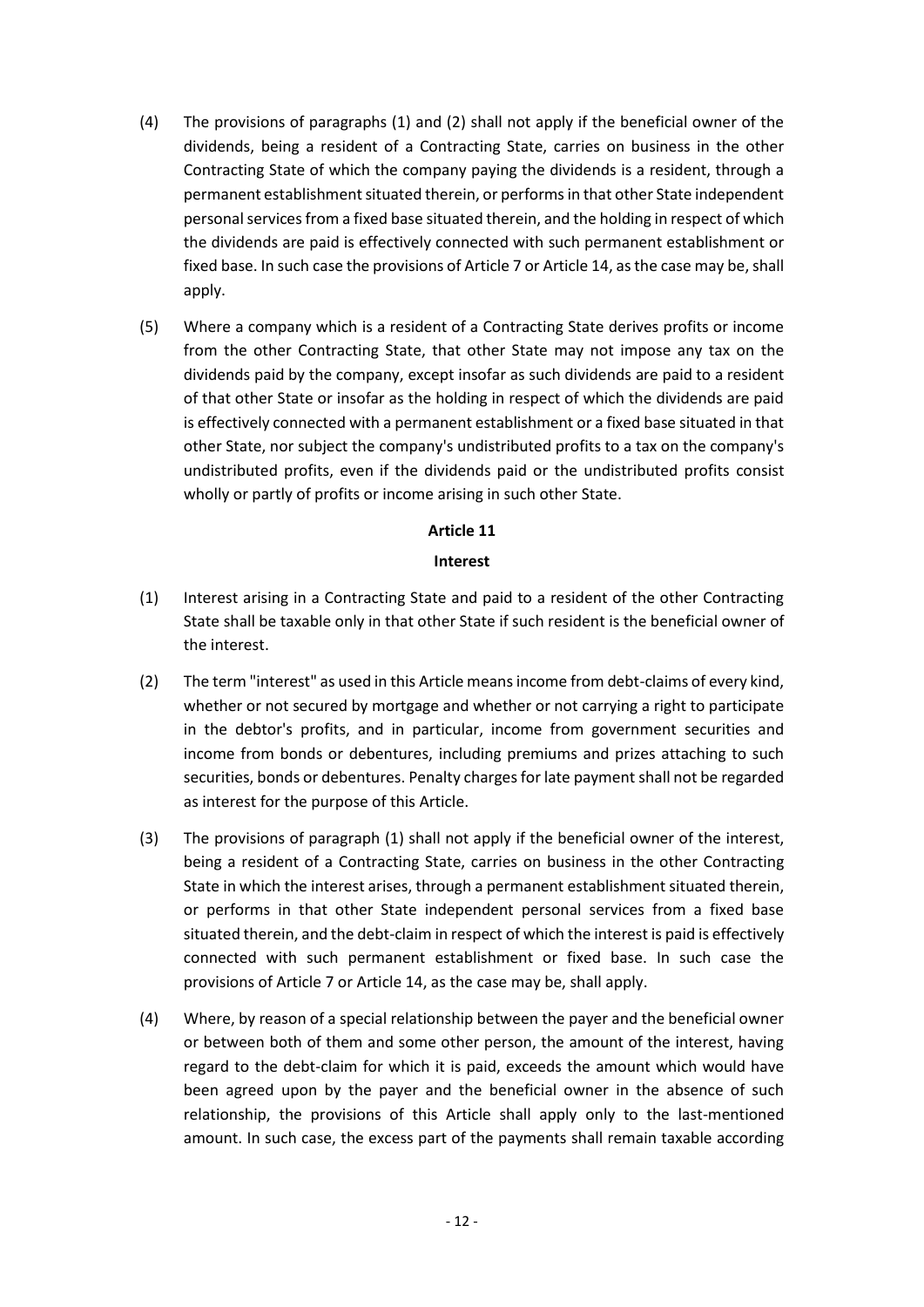(4) The provisions of paragraphs (1) and (2) shall not apply if the beneficial owner of the dividends, being a resident of a Contracting State, carries on business in the other Contracting State of which the company paying the dividends is a resident, through a permanent establishment situated therein, or performs in that other State independent personal services from a fixed base situated therein, and the holding in respect of which the dividends are paid is effectively connected with such permanent establishment or fixed base. In such case the provisions of Article 7 or Article 14, as the case may be, shall apply.

(5) Where a company which is a resident of a Contracting State derives profits or income from the other Contracting State, that other State may not impose any tax on the dividends paid by the company, except insofar as such dividends are paid to a resident of that other State or insofar as the holding in respect of which the dividends are paid is effectively connected with a permanent establishment or a fixed base situated in that other State, nor subject the company's undistributed profits to a tax on the company's undistributed profits, even if the dividends paid or the undistributed profits consist wholly or partly of profits or income arising in such other State.

## Article 11

### Interest

(1) Interest arising in a Contracting State and paid to a resident of the other Contracting State shall be taxable only in that other State if such resident is the beneficial owner of the interest.

(2) The term "interest" as used in this Article means income from debt-claims of every kind, whether or not secured by mortgage and whether or not carrying a right to participate in the debtor's profits, and in particular, income from government securities and income from bonds or debentures, including premiums and prizes attaching to such securities, bonds or debentures. Penalty charges for late payment shall not be regarded as interest for the purpose of this Article.

(3) The provisions of paragraph (1) shall not apply if the beneficial owner of the interest, being a resident of a Contracting State, carries on business in the other Contracting State in which the interest arises, through a permanent establishment situated therein, or performs in that other State independent personal services from a fixed base situated therein, and the debt-claim in respect of which the interest is paid is effectively connected with such permanent establishment or fixed base. In such case the provisions of Article 7 or Article 14, as the case may be, shall apply.

(4) Where, by reason of a special relationship between the payer and the beneficial owner or between both of them and some other person, the amount of the interest, having regard to the debt-claim for which it is paid, exceeds the amount which would have been agreed upon by the payer and the beneficial owner in the absence of such relationship, the provisions of this Article shall apply only to the last-mentioned amount. In such case, the excess part of the payments shall remain taxable according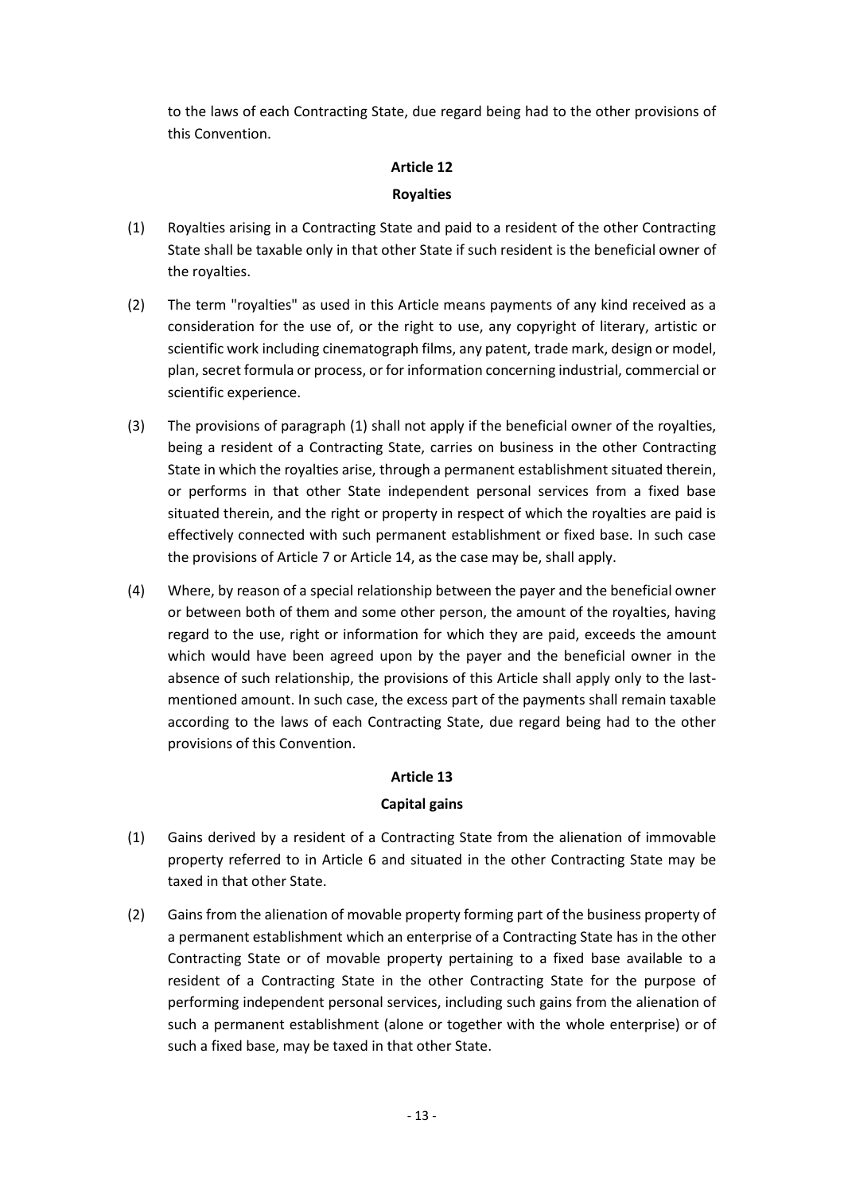to the laws of each Contracting State, due regard being had to the other provisions of this Convention.

## Article 12

### Royalties

(1) Royalties arising in a Contracting State and paid to a resident of the other Contracting State shall be taxable only in that other State if such resident is the beneficial owner of the royalties.

(2) The term "royalties" as used in this Article means payments of any kind received as a consideration for the use of, or the right to use, any copyright of literary, artistic or scientific work including cinematograph films, any patent, trade mark, design or model, plan, secret formula or process, or for information concerning industrial, commercial or scientific experience.

(3) The provisions of paragraph (1) shall not apply if the beneficial owner of the royalties, being a resident of a Contracting State, carries on business in the other Contracting State in which the royalties arise, through a permanent establishment situated therein, or performs in that other State independent personal services from a fixed base situated therein, and the right or property in respect of which the royalties are paid is effectively connected with such permanent establishment or fixed base. In such case the provisions of Article 7 or Article 14, as the case may be, shall apply.

(4) Where, by reason of a special relationship between the payer and the beneficial owner or between both of them and some other person, the amount of the royalties, having regard to the use, right or information for which they are paid, exceeds the amount which would have been agreed upon by the payer and the beneficial owner in the absence of such relationship, the provisions of this Article shall apply only to the last-mentioned amount. In such case, the excess part of the payments shall remain taxable according to the laws of each Contracting State, due regard being had to the other provisions of this Convention.

## Article 13

### Capital gains

(1) Gains derived by a resident of a Contracting State from the alienation of immovable property referred to in Article 6 and situated in the other Contracting State may be taxed in that other State.

(2) Gains from the alienation of movable property forming part of the business property of a permanent establishment which an enterprise of a Contracting State has in the other Contracting State or of movable property pertaining to a fixed base available to a resident of a Contracting State in the other Contracting State for the purpose of performing independent personal services, including such gains from the alienation of such a permanent establishment (alone or together with the whole enterprise) or of such a fixed base, may be taxed in that other State.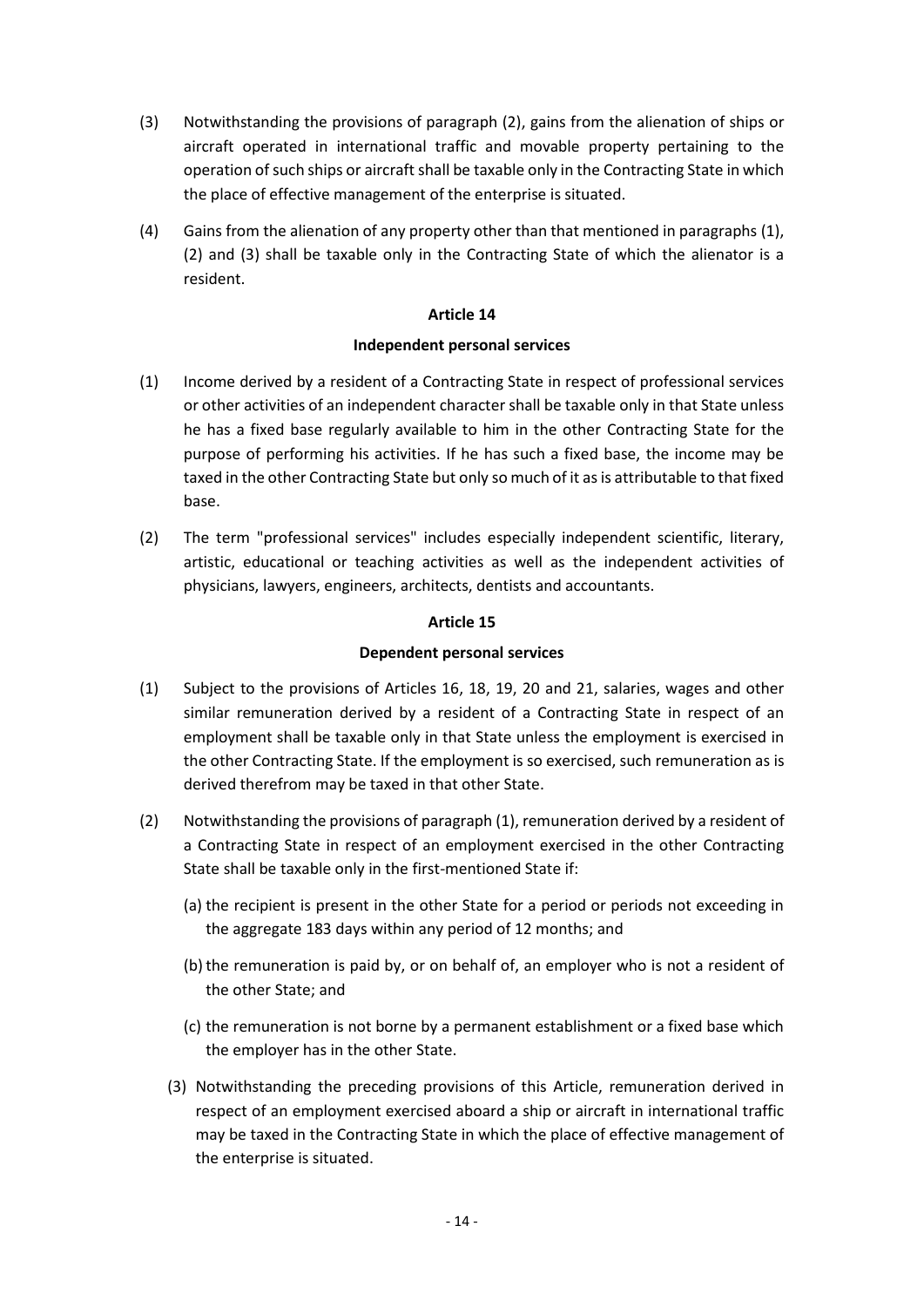(3) Notwithstanding the provisions of paragraph (2), gains from the alienation of ships or aircraft operated in international traffic and movable property pertaining to the operation of such ships or aircraft shall be taxable only in the Contracting State in which the place of effective management of the enterprise is situated.

(4) Gains from the alienation of any property other than that mentioned in paragraphs (1), (2) and (3) shall be taxable only in the Contracting State of which the alienator is a resident.

**Article 14**

**Independent personal services**

(1) Income derived by a resident of a Contracting State in respect of professional services or other activities of an independent character shall be taxable only in that State unless he has a fixed base regularly available to him in the other Contracting State for the purpose of performing his activities. If he has such a fixed base, the income may be taxed in the other Contracting State but only so much of it as is attributable to that fixed base.

(2) The term "professional services" includes especially independent scientific, literary, artistic, educational or teaching activities as well as the independent activities of physicians, lawyers, engineers, architects, dentists and accountants.

**Article 15**

**Dependent personal services**

(1) Subject to the provisions of Articles 16, 18, 19, 20 and 21, salaries, wages and other similar remuneration derived by a resident of a Contracting State in respect of an employment shall be taxable only in that State unless the employment is exercised in the other Contracting State. If the employment is so exercised, such remuneration as is derived therefrom may be taxed in that other State.

(2) Notwithstanding the provisions of paragraph (1), remuneration derived by a resident of a Contracting State in respect of an employment exercised in the other Contracting State shall be taxable only in the first-mentioned State if:

(a) the recipient is present in the other State for a period or periods not exceeding in the aggregate 183 days within any period of 12 months; and

(b) the remuneration is paid by, or on behalf of, an employer who is not a resident of the other State; and

(c) the remuneration is not borne by a permanent establishment or a fixed base which the employer has in the other State.

(3) Notwithstanding the preceding provisions of this Article, remuneration derived in respect of an employment exercised aboard a ship or aircraft in international traffic may be taxed in the Contracting State in which the place of effective management of the enterprise is situated.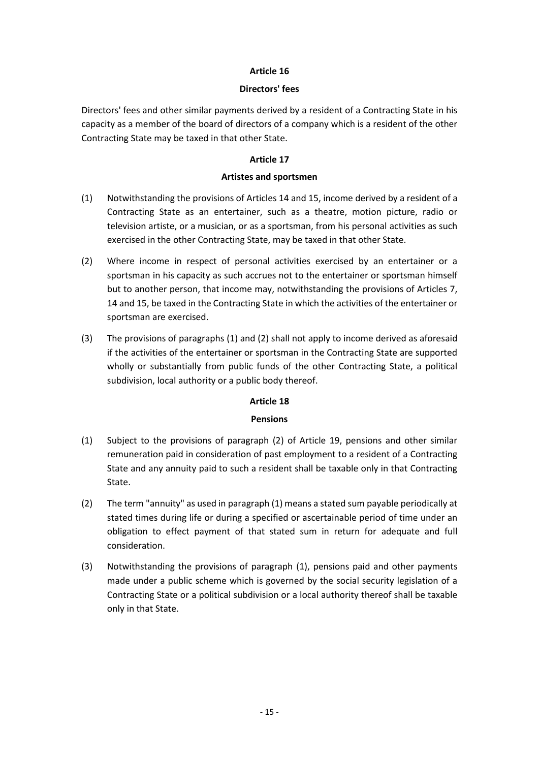## Article 16

### Directors' fees

Directors' fees and other similar payments derived by a resident of a Contracting State in his capacity as a member of the board of directors of a company which is a resident of the other Contracting State may be taxed in that other State.

## Article 17

### Artistes and sportsmen

(1) Notwithstanding the provisions of Articles 14 and 15, income derived by a resident of a Contracting State as an entertainer, such as a theatre, motion picture, radio or television artiste, or a musician, or as a sportsman, from his personal activities as such exercised in the other Contracting State, may be taxed in that other State.

(2) Where income in respect of personal activities exercised by an entertainer or a sportsman in his capacity as such accrues not to the entertainer or sportsman himself but to another person, that income may, notwithstanding the provisions of Articles 7, 14 and 15, be taxed in the Contracting State in which the activities of the entertainer or sportsman are exercised.

(3) The provisions of paragraphs (1) and (2) shall not apply to income derived as aforesaid if the activities of the entertainer or sportsman in the Contracting State are supported wholly or substantially from public funds of the other Contracting State, a political subdivision, local authority or a public body thereof.

## Article 18

### Pensions

(1) Subject to the provisions of paragraph (2) of Article 19, pensions and other similar remuneration paid in consideration of past employment to a resident of a Contracting State and any annuity paid to such a resident shall be taxable only in that Contracting State.

(2) The term "annuity" as used in paragraph (1) means a stated sum payable periodically at stated times during life or during a specified or ascertainable period of time under an obligation to effect payment of that stated sum in return for adequate and full consideration.

(3) Notwithstanding the provisions of paragraph (1), pensions paid and other payments made under a public scheme which is governed by the social security legislation of a Contracting State or a political subdivision or a local authority thereof shall be taxable only in that State.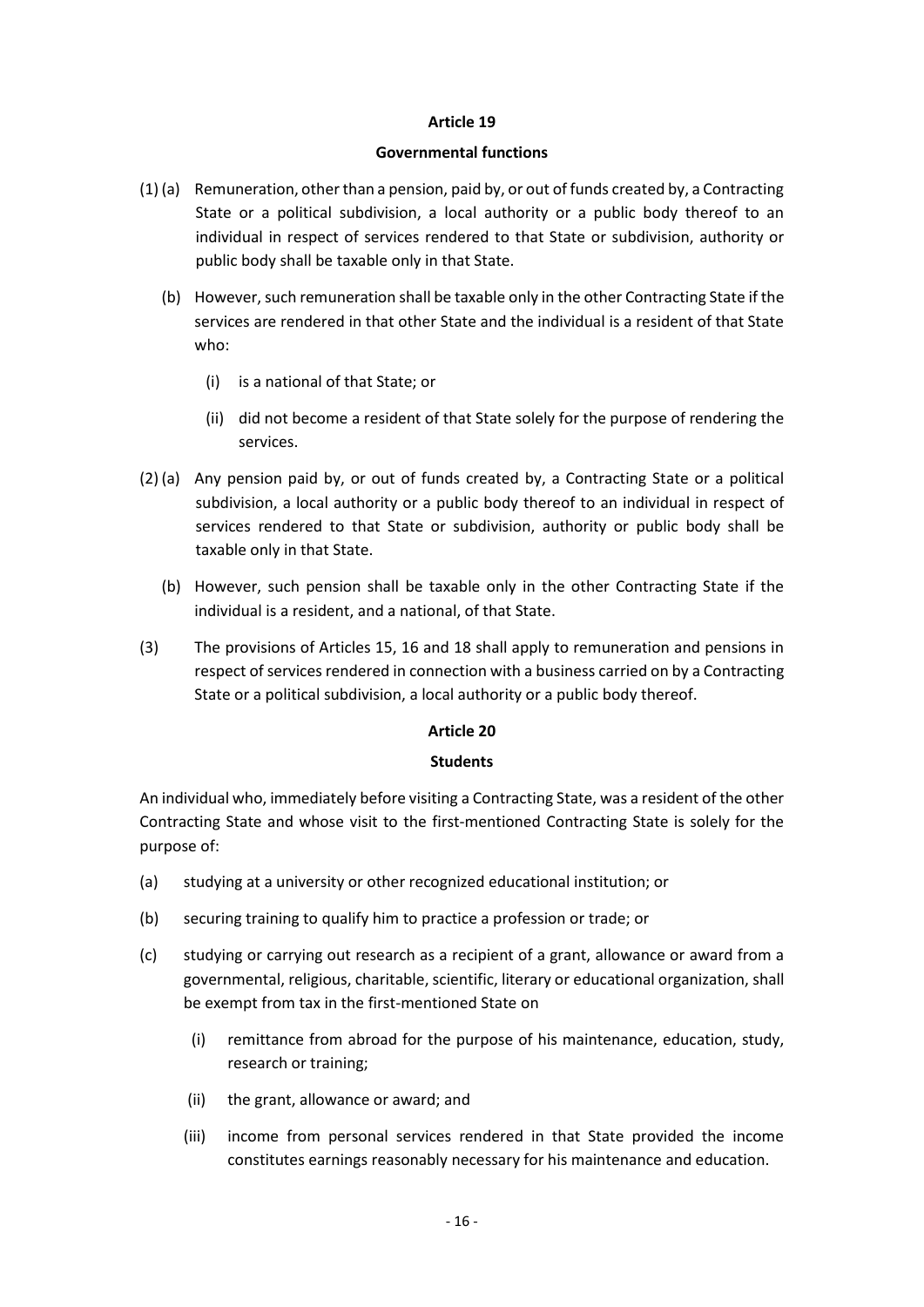## Article 19

### Governmental functions

(1) (a) Remuneration, other than a pension, paid by, or out of funds created by, a Contracting State or a political subdivision, a local authority or a public body thereof to an individual in respect of services rendered to that State or subdivision, authority or public body shall be taxable only in that State.

(b) However, such remuneration shall be taxable only in the other Contracting State if the services are rendered in that other State and the individual is a resident of that State who:

(i) is a national of that State; or

(ii) did not become a resident of that State solely for the purpose of rendering the services.

(2) (a) Any pension paid by, or out of funds created by, a Contracting State or a political subdivision, a local authority or a public body thereof to an individual in respect of services rendered to that State or subdivision, authority or public body shall be taxable only in that State.

(b) However, such pension shall be taxable only in the other Contracting State if the individual is a resident, and a national, of that State.

(3) The provisions of Articles 15, 16 and 18 shall apply to remuneration and pensions in respect of services rendered in connection with a business carried on by a Contracting State or a political subdivision, a local authority or a public body thereof.

## Article 20

### Students

An individual who, immediately before visiting a Contracting State, was a resident of the other Contracting State and whose visit to the first-mentioned Contracting State is solely for the purpose of:

(a) studying at a university or other recognized educational institution; or

(b) securing training to qualify him to practice a profession or trade; or

(c) studying or carrying out research as a recipient of a grant, allowance or award from a governmental, religious, charitable, scientific, literary or educational organization, shall be exempt from tax in the first-mentioned State on

(i) remittance from abroad for the purpose of his maintenance, education, study, research or training;

(ii) the grant, allowance or award; and

(iii) income from personal services rendered in that State provided the income constitutes earnings reasonably necessary for his maintenance and education.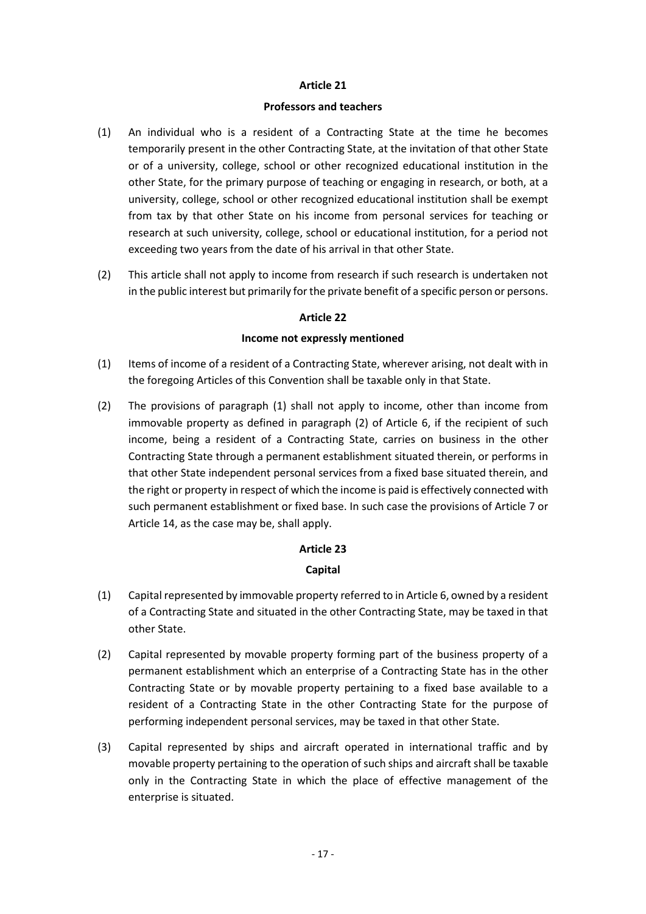## Article 21

### Professors and teachers

(1) An individual who is a resident of a Contracting State at the time he becomes temporarily present in the other Contracting State, at the invitation of that other State or of a university, college, school or other recognized educational institution in the other State, for the primary purpose of teaching or engaging in research, or both, at a university, college, school or other recognized educational institution shall be exempt from tax by that other State on his income from personal services for teaching or research at such university, college, school or educational institution, for a period not exceeding two years from the date of his arrival in that other State.

(2) This article shall not apply to income from research if such research is undertaken not in the public interest but primarily for the private benefit of a specific person or persons.

## Article 22

### Income not expressly mentioned

(1) Items of income of a resident of a Contracting State, wherever arising, not dealt with in the foregoing Articles of this Convention shall be taxable only in that State.

(2) The provisions of paragraph (1) shall not apply to income, other than income from immovable property as defined in paragraph (2) of Article 6, if the recipient of such income, being a resident of a Contracting State, carries on business in the other Contracting State through a permanent establishment situated therein, or performs in that other State independent personal services from a fixed base situated therein, and the right or property in respect of which the income is paid is effectively connected with such permanent establishment or fixed base. In such case the provisions of Article 7 or Article 14, as the case may be, shall apply.

## Article 23

### Capital

(1) Capital represented by immovable property referred to in Article 6, owned by a resident of a Contracting State and situated in the other Contracting State, may be taxed in that other State.

(2) Capital represented by movable property forming part of the business property of a permanent establishment which an enterprise of a Contracting State has in the other Contracting State or by movable property pertaining to a fixed base available to a resident of a Contracting State in the other Contracting State for the purpose of performing independent personal services, may be taxed in that other State.

(3) Capital represented by ships and aircraft operated in international traffic and by movable property pertaining to the operation of such ships and aircraft shall be taxable only in the Contracting State in which the place of effective management of the enterprise is situated.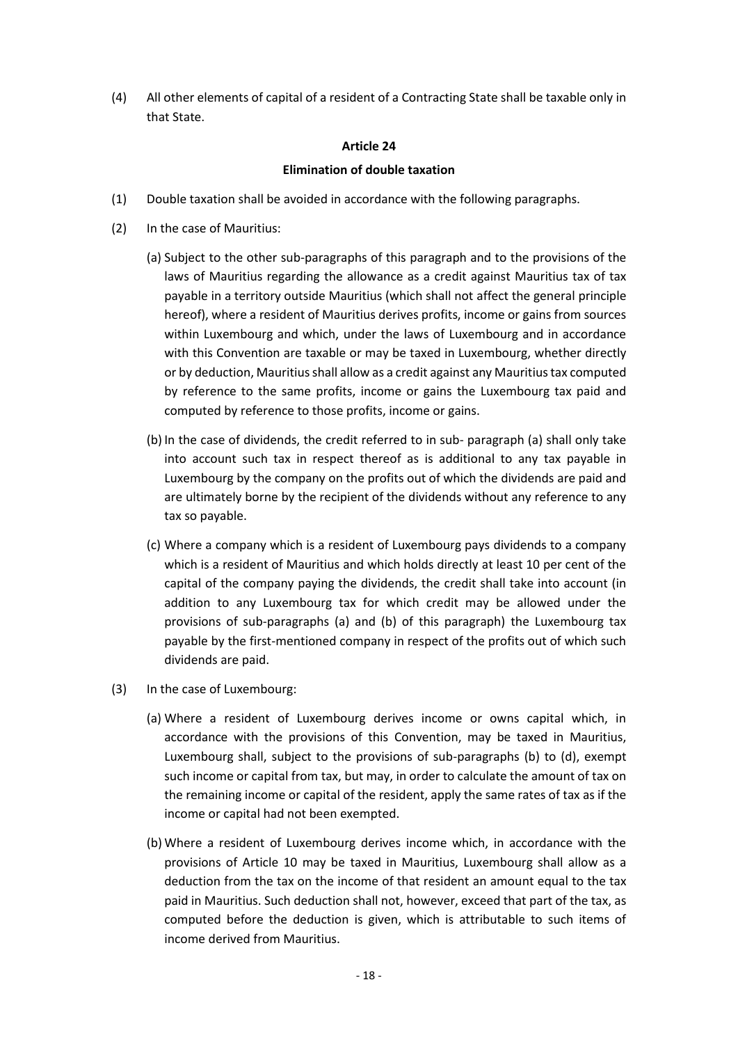(4) All other elements of capital of a resident of a Contracting State shall be taxable only in that State.

**Article 24**

**Elimination of double taxation**

(1) Double taxation shall be avoided in accordance with the following paragraphs.

(2) In the case of Mauritius:

(a) Subject to the other sub-paragraphs of this paragraph and to the provisions of the laws of Mauritius regarding the allowance as a credit against Mauritius tax of tax payable in a territory outside Mauritius (which shall not affect the general principle hereof), where a resident of Mauritius derives profits, income or gains from sources within Luxembourg and which, under the laws of Luxembourg and in accordance with this Convention are taxable or may be taxed in Luxembourg, whether directly or by deduction, Mauritius shall allow as a credit against any Mauritius tax computed by reference to the same profits, income or gains the Luxembourg tax paid and computed by reference to those profits, income or gains.

(b) In the case of dividends, the credit referred to in sub- paragraph (a) shall only take into account such tax in respect thereof as is additional to any tax payable in Luxembourg by the company on the profits out of which the dividends are paid and are ultimately borne by the recipient of the dividends without any reference to any tax so payable.

(c) Where a company which is a resident of Luxembourg pays dividends to a company which is a resident of Mauritius and which holds directly at least 10 per cent of the capital of the company paying the dividends, the credit shall take into account (in addition to any Luxembourg tax for which credit may be allowed under the provisions of sub-paragraphs (a) and (b) of this paragraph) the Luxembourg tax payable by the first-mentioned company in respect of the profits out of which such dividends are paid.

(3) In the case of Luxembourg:

(a) Where a resident of Luxembourg derives income or owns capital which, in accordance with the provisions of this Convention, may be taxed in Mauritius, Luxembourg shall, subject to the provisions of sub-paragraphs (b) to (d), exempt such income or capital from tax, but may, in order to calculate the amount of tax on the remaining income or capital of the resident, apply the same rates of tax as if the income or capital had not been exempted.

(b) Where a resident of Luxembourg derives income which, in accordance with the provisions of Article 10 may be taxed in Mauritius, Luxembourg shall allow as a deduction from the tax on the income of that resident an amount equal to the tax paid in Mauritius. Such deduction shall not, however, exceed that part of the tax, as computed before the deduction is given, which is attributable to such items of income derived from Mauritius.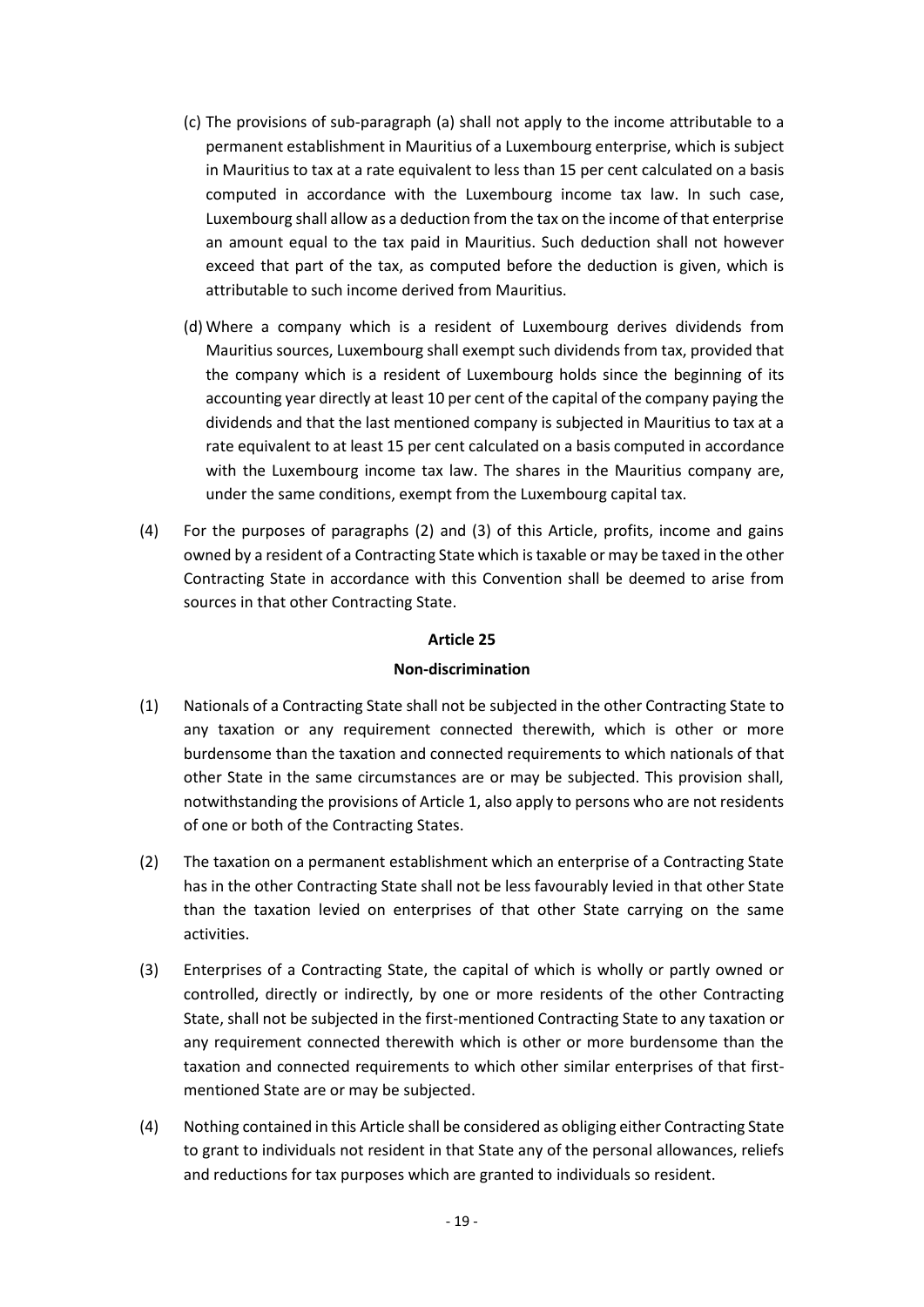(c) The provisions of sub-paragraph (a) shall not apply to the income attributable to a permanent establishment in Mauritius of a Luxembourg enterprise, which is subject in Mauritius to tax at a rate equivalent to less than 15 per cent calculated on a basis computed in accordance with the Luxembourg income tax law. In such case, Luxembourg shall allow as a deduction from the tax on the income of that enterprise an amount equal to the tax paid in Mauritius. Such deduction shall not however exceed that part of the tax, as computed before the deduction is given, which is attributable to such income derived from Mauritius.

(d) Where a company which is a resident of Luxembourg derives dividends from Mauritius sources, Luxembourg shall exempt such dividends from tax, provided that the company which is a resident of Luxembourg holds since the beginning of its accounting year directly at least 10 per cent of the capital of the company paying the dividends and that the last mentioned company is subjected in Mauritius to tax at a rate equivalent to at least 15 per cent calculated on a basis computed in accordance with the Luxembourg income tax law. The shares in the Mauritius company are, under the same conditions, exempt from the Luxembourg capital tax.

(4) For the purposes of paragraphs (2) and (3) of this Article, profits, income and gains owned by a resident of a Contracting State which is taxable or may be taxed in the other Contracting State in accordance with this Convention shall be deemed to arise from sources in that other Contracting State.

## Article 25

### Non-discrimination

(1) Nationals of a Contracting State shall not be subjected in the other Contracting State to any taxation or any requirement connected therewith, which is other or more burdensome than the taxation and connected requirements to which nationals of that other State in the same circumstances are or may be subjected. This provision shall, notwithstanding the provisions of Article 1, also apply to persons who are not residents of one or both of the Contracting States.

(2) The taxation on a permanent establishment which an enterprise of a Contracting State has in the other Contracting State shall not be less favourably levied in that other State than the taxation levied on enterprises of that other State carrying on the same activities.

(3) Enterprises of a Contracting State, the capital of which is wholly or partly owned or controlled, directly or indirectly, by one or more residents of the other Contracting State, shall not be subjected in the first-mentioned Contracting State to any taxation or any requirement connected therewith which is other or more burdensome than the taxation and connected requirements to which other similar enterprises of that first-mentioned State are or may be subjected.

(4) Nothing contained in this Article shall be considered as obliging either Contracting State to grant to individuals not resident in that State any of the personal allowances, reliefs and reductions for tax purposes which are granted to individuals so resident.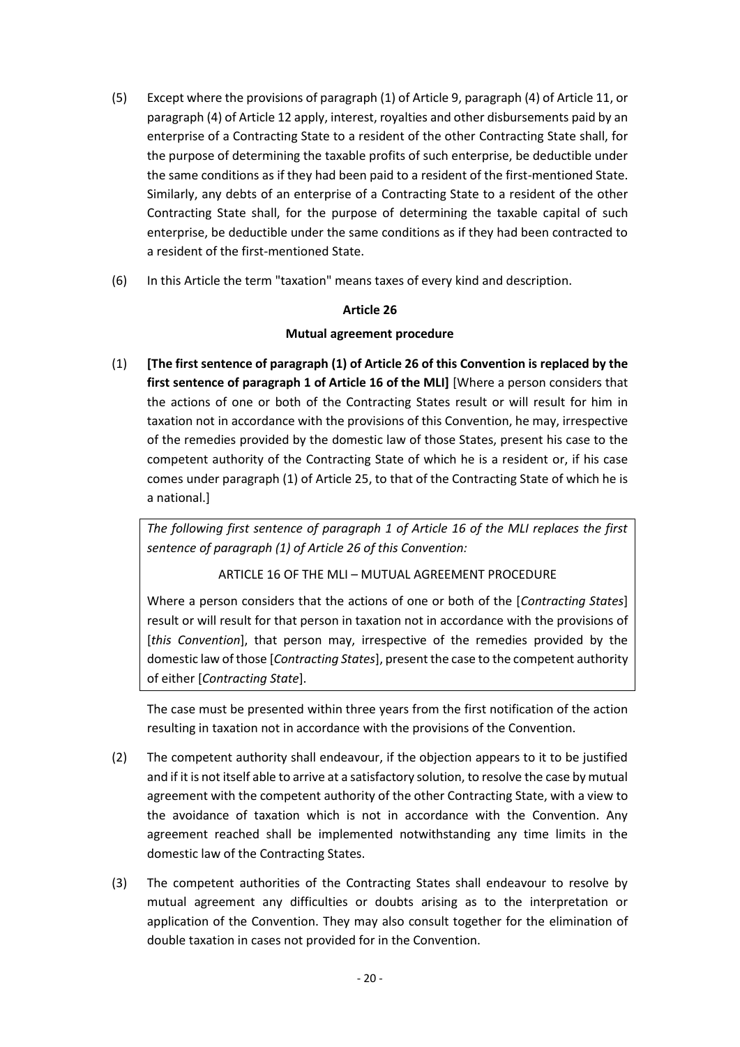(5) Except where the provisions of paragraph (1) of Article 9, paragraph (4) of Article 11, or paragraph (4) of Article 12 apply, interest, royalties and other disbursements paid by an enterprise of a Contracting State to a resident of the other Contracting State shall, for the purpose of determining the taxable profits of such enterprise, be deductible under the same conditions as if they had been paid to a resident of the first-mentioned State. Similarly, any debts of an enterprise of a Contracting State to a resident of the other Contracting State shall, for the purpose of determining the taxable capital of such enterprise, be deductible under the same conditions as if they had been contracted to a resident of the first-mentioned State.

(6) In this Article the term "taxation" means taxes of every kind and description.

**Article 26**

**Mutual agreement procedure**

(1) **[The first sentence of paragraph (1) of Article 26 of this Convention is replaced by the first sentence of paragraph 1 of Article 16 of the MLI]** [Where a person considers that the actions of one or both of the Contracting States result or will result for him in taxation not in accordance with the provisions of this Convention, he may, irrespective of the remedies provided by the domestic law of those States, present his case to the competent authority of the Contracting State of which he is a resident or, if his case comes under paragraph (1) of Article 25, to that of the Contracting State of which he is a national.]

*The following first sentence of paragraph 1 of Article 16 of the MLI replaces the first sentence of paragraph (1) of Article 26 of this Convention:*

ARTICLE 16 OF THE MLI – MUTUAL AGREEMENT PROCEDURE

Where a person considers that the actions of one or both of the [*Contracting States*] result or will result for that person in taxation not in accordance with the provisions of [*this Convention*], that person may, irrespective of the remedies provided by the domestic law of those [*Contracting States*], present the case to the competent authority of either [*Contracting State*].

The case must be presented within three years from the first notification of the action resulting in taxation not in accordance with the provisions of the Convention.

(2) The competent authority shall endeavour, if the objection appears to it to be justified and if it is not itself able to arrive at a satisfactory solution, to resolve the case by mutual agreement with the competent authority of the other Contracting State, with a view to the avoidance of taxation which is not in accordance with the Convention. Any agreement reached shall be implemented notwithstanding any time limits in the domestic law of the Contracting States.

(3) The competent authorities of the Contracting States shall endeavour to resolve by mutual agreement any difficulties or doubts arising as to the interpretation or application of the Convention. They may also consult together for the elimination of double taxation in cases not provided for in the Convention.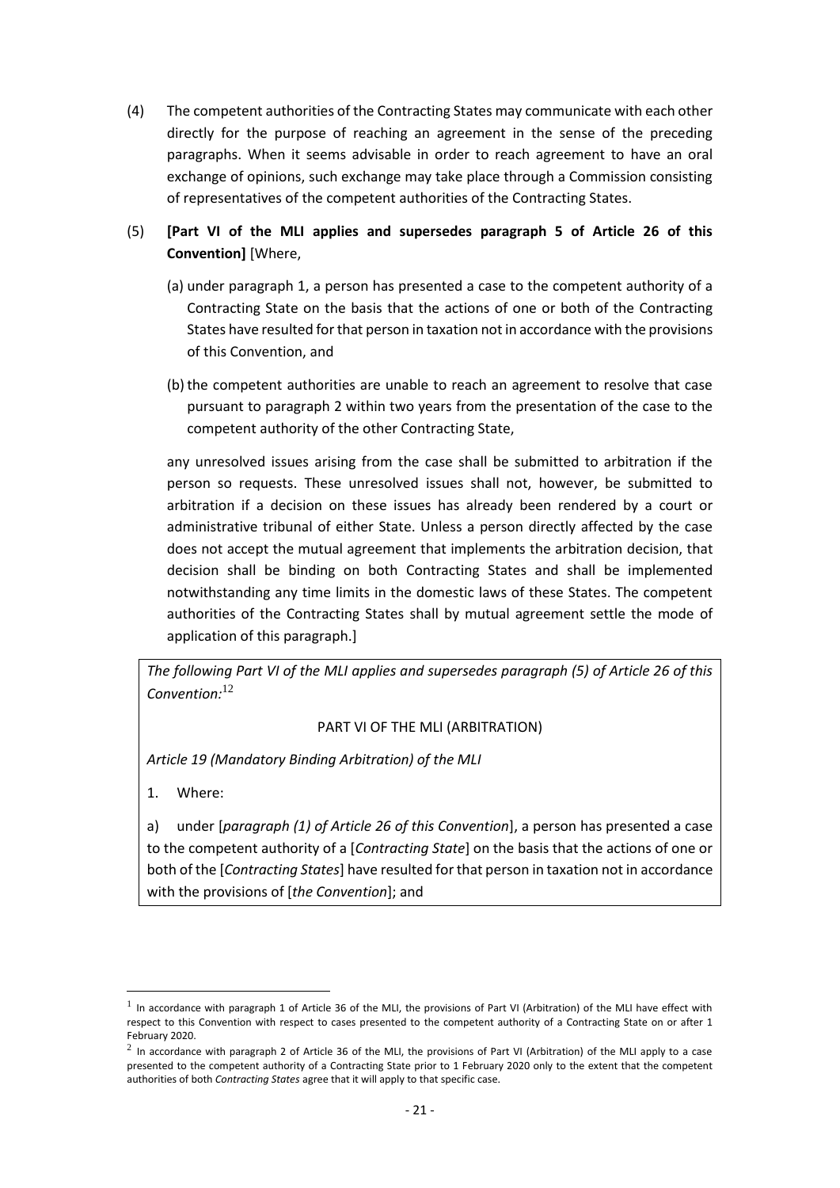(4) The competent authorities of the Contracting States may communicate with each other directly for the purpose of reaching an agreement in the sense of the preceding paragraphs. When it seems advisable in order to reach agreement to have an oral exchange of opinions, such exchange may take place through a Commission consisting of representatives of the competent authorities of the Contracting States.

(5) **[Part VI of the MLI applies and supersedes paragraph 5 of Article 26 of this Convention]** [Where,

(a) under paragraph 1, a person has presented a case to the competent authority of a Contracting State on the basis that the actions of one or both of the Contracting States have resulted for that person in taxation not in accordance with the provisions of this Convention, and

(b) the competent authorities are unable to reach an agreement to resolve that case pursuant to paragraph 2 within two years from the presentation of the case to the competent authority of the other Contracting State,

any unresolved issues arising from the case shall be submitted to arbitration if the person so requests. These unresolved issues shall not, however, be submitted to arbitration if a decision on these issues has already been rendered by a court or administrative tribunal of either State. Unless a person directly affected by the case does not accept the mutual agreement that implements the arbitration decision, that decision shall be binding on both Contracting States and shall be implemented notwithstanding any time limits in the domestic laws of these States. The competent authorities of the Contracting States shall by mutual agreement settle the mode of application of this paragraph.]

*The following Part VI of the MLI applies and supersedes paragraph (5) of Article 26 of this Convention:*[1][2]

PART VI OF THE MLI (ARBITRATION)

*Article 19 (Mandatory Binding Arbitration) of the MLI*

1. Where:

a) under [*paragraph (1) of Article 26 of this Convention*], a person has presented a case to the competent authority of a [*Contracting State*] on the basis that the actions of one or both of the [*Contracting States*] have resulted for that person in taxation not in accordance with the provisions of [*the Convention*]; and

---

[1] In accordance with paragraph 1 of Article 36 of the MLI, the provisions of Part VI (Arbitration) of the MLI have effect with respect to this Convention with respect to cases presented to the competent authority of a Contracting State on or after 1 February 2020.

[2] In accordance with paragraph 2 of Article 36 of the MLI, the provisions of Part VI (Arbitration) of the MLI apply to a case presented to the competent authority of a Contracting State prior to 1 February 2020 only to the extent that the competent authorities of both *Contracting States* agree that it will apply to that specific case.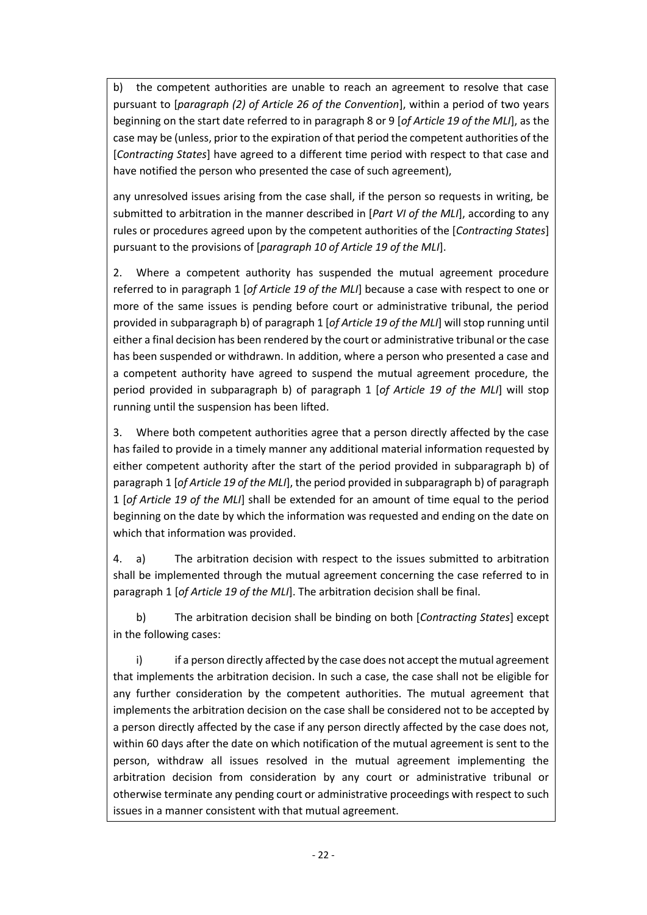b) the competent authorities are unable to reach an agreement to resolve that case pursuant to [*paragraph (2) of Article 26 of the Convention*], within a period of two years beginning on the start date referred to in paragraph 8 or 9 [*of Article 19 of the MLI*], as the case may be (unless, prior to the expiration of that period the competent authorities of the [*Contracting States*] have agreed to a different time period with respect to that case and have notified the person who presented the case of such agreement),

any unresolved issues arising from the case shall, if the person so requests in writing, be submitted to arbitration in the manner described in [*Part VI of the MLI*], according to any rules or procedures agreed upon by the competent authorities of the [*Contracting States*] pursuant to the provisions of [*paragraph 10 of Article 19 of the MLI*].

2. Where a competent authority has suspended the mutual agreement procedure referred to in paragraph 1 [*of Article 19 of the MLI*] because a case with respect to one or more of the same issues is pending before court or administrative tribunal, the period provided in subparagraph b) of paragraph 1 [*of Article 19 of the MLI*] will stop running until either a final decision has been rendered by the court or administrative tribunal or the case has been suspended or withdrawn. In addition, where a person who presented a case and a competent authority have agreed to suspend the mutual agreement procedure, the period provided in subparagraph b) of paragraph 1 [*of Article 19 of the MLI*] will stop running until the suspension has been lifted.

3. Where both competent authorities agree that a person directly affected by the case has failed to provide in a timely manner any additional material information requested by either competent authority after the start of the period provided in subparagraph b) of paragraph 1 [*of Article 19 of the MLI*], the period provided in subparagraph b) of paragraph 1 [*of Article 19 of the MLI*] shall be extended for an amount of time equal to the period beginning on the date by which the information was requested and ending on the date on which that information was provided.

4. a) The arbitration decision with respect to the issues submitted to arbitration shall be implemented through the mutual agreement concerning the case referred to in paragraph 1 [*of Article 19 of the MLI*]. The arbitration decision shall be final.

b) The arbitration decision shall be binding on both [*Contracting States*] except in the following cases:

i) if a person directly affected by the case does not accept the mutual agreement that implements the arbitration decision. In such a case, the case shall not be eligible for any further consideration by the competent authorities. The mutual agreement that implements the arbitration decision on the case shall be considered not to be accepted by a person directly affected by the case if any person directly affected by the case does not, within 60 days after the date on which notification of the mutual agreement is sent to the person, withdraw all issues resolved in the mutual agreement implementing the arbitration decision from consideration by any court or administrative tribunal or otherwise terminate any pending court or administrative proceedings with respect to such issues in a manner consistent with that mutual agreement.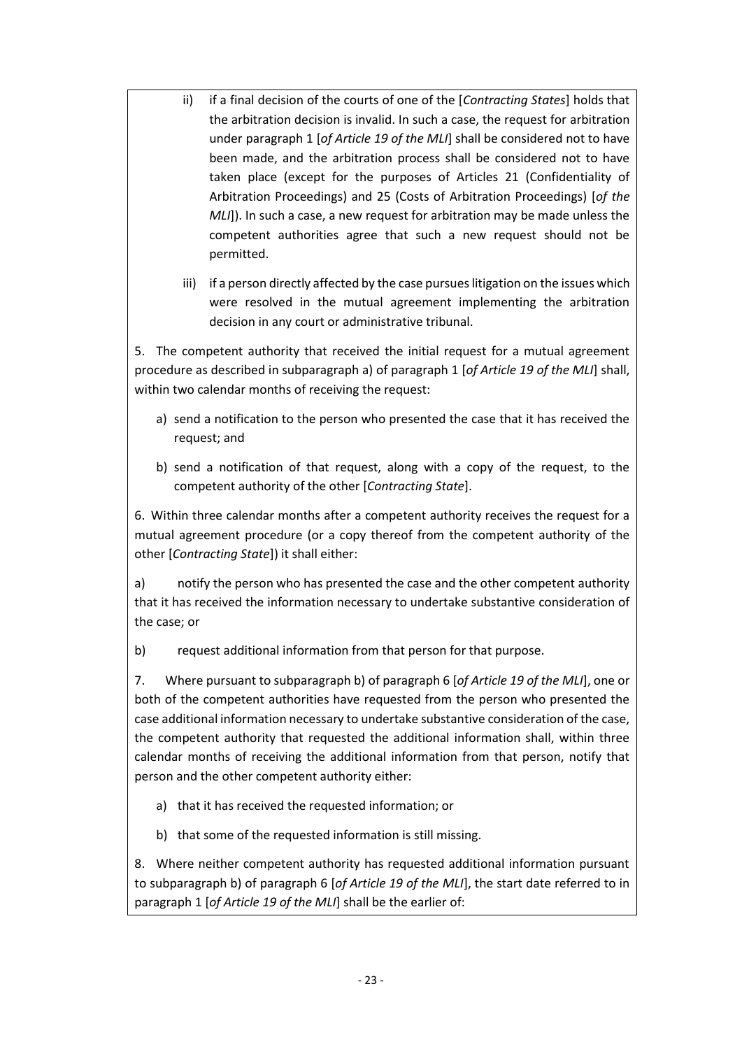ii) if a final decision of the courts of one of the [*Contracting States*] holds that the arbitration decision is invalid. In such a case, the request for arbitration under paragraph 1 [*of Article 19 of the MLI*] shall be considered not to have been made, and the arbitration process shall be considered not to have taken place (except for the purposes of Articles 21 (Confidentiality of Arbitration Proceedings) and 25 (Costs of Arbitration Proceedings) [*of the MLI*]). In such a case, a new request for arbitration may be made unless the competent authorities agree that such a new request should not be permitted.

iii) if a person directly affected by the case pursues litigation on the issues which were resolved in the mutual agreement implementing the arbitration decision in any court or administrative tribunal.

5. The competent authority that received the initial request for a mutual agreement procedure as described in subparagraph a) of paragraph 1 [*of Article 19 of the MLI*] shall, within two calendar months of receiving the request:

a) send a notification to the person who presented the case that it has received the request; and

b) send a notification of that request, along with a copy of the request, to the competent authority of the other [*Contracting State*].

6. Within three calendar months after a competent authority receives the request for a mutual agreement procedure (or a copy thereof from the competent authority of the other [*Contracting State*]) it shall either:

a) notify the person who has presented the case and the other competent authority that it has received the information necessary to undertake substantive consideration of the case; or

b) request additional information from that person for that purpose.

7. Where pursuant to subparagraph b) of paragraph 6 [*of Article 19 of the MLI*], one or both of the competent authorities have requested from the person who presented the case additional information necessary to undertake substantive consideration of the case, the competent authority that requested the additional information shall, within three calendar months of receiving the additional information from that person, notify that person and the other competent authority either:

a) that it has received the requested information; or

b) that some of the requested information is still missing.

8. Where neither competent authority has requested additional information pursuant to subparagraph b) of paragraph 6 [*of Article 19 of the MLI*], the start date referred to in paragraph 1 [*of Article 19 of the MLI*] shall be the earlier of: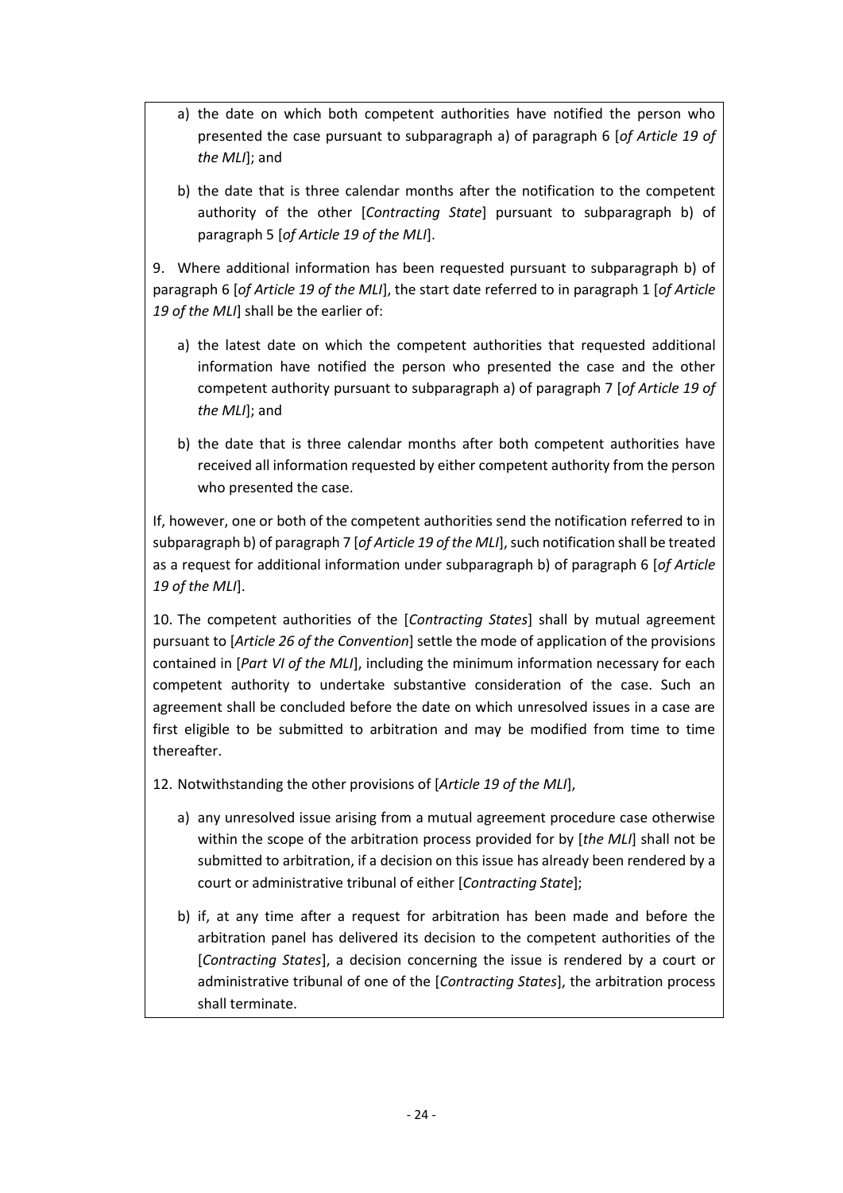a) the date on which both competent authorities have notified the person who presented the case pursuant to subparagraph a) of paragraph 6 [*of Article 19 of the MLI*]; and

b) the date that is three calendar months after the notification to the competent authority of the other [*Contracting State*] pursuant to subparagraph b) of paragraph 5 [*of Article 19 of the MLI*].

9. Where additional information has been requested pursuant to subparagraph b) of paragraph 6 [*of Article 19 of the MLI*], the start date referred to in paragraph 1 [*of Article 19 of the MLI*] shall be the earlier of:

a) the latest date on which the competent authorities that requested additional information have notified the person who presented the case and the other competent authority pursuant to subparagraph a) of paragraph 7 [*of Article 19 of the MLI*]; and

b) the date that is three calendar months after both competent authorities have received all information requested by either competent authority from the person who presented the case.

If, however, one or both of the competent authorities send the notification referred to in subparagraph b) of paragraph 7 [*of Article 19 of the MLI*], such notification shall be treated as a request for additional information under subparagraph b) of paragraph 6 [*of Article 19 of the MLI*].

10. The competent authorities of the [*Contracting States*] shall by mutual agreement pursuant to [*Article 26 of the Convention*] settle the mode of application of the provisions contained in [*Part VI of the MLI*], including the minimum information necessary for each competent authority to undertake substantive consideration of the case. Such an agreement shall be concluded before the date on which unresolved issues in a case are first eligible to be submitted to arbitration and may be modified from time to time thereafter.

12. Notwithstanding the other provisions of [*Article 19 of the MLI*],

a) any unresolved issue arising from a mutual agreement procedure case otherwise within the scope of the arbitration process provided for by [*the MLI*] shall not be submitted to arbitration, if a decision on this issue has already been rendered by a court or administrative tribunal of either [*Contracting State*];

b) if, at any time after a request for arbitration has been made and before the arbitration panel has delivered its decision to the competent authorities of the [*Contracting States*], a decision concerning the issue is rendered by a court or administrative tribunal of one of the [*Contracting States*], the arbitration process shall terminate.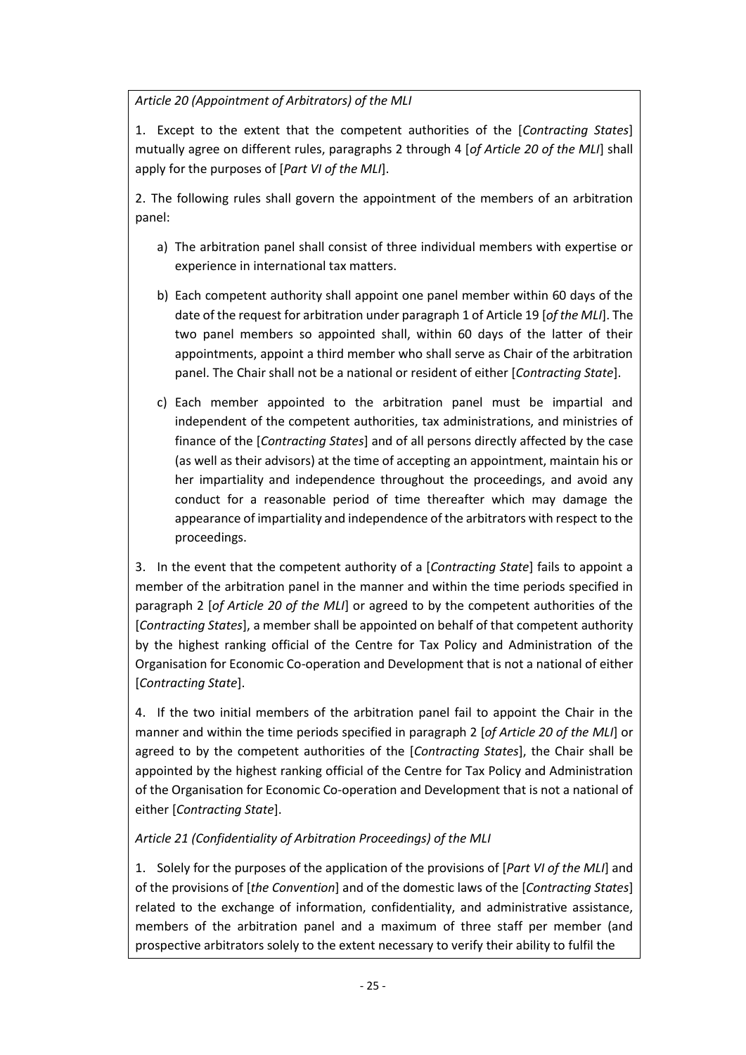*Article 20 (Appointment of Arbitrators) of the MLI*

1. Except to the extent that the competent authorities of the [*Contracting States*] mutually agree on different rules, paragraphs 2 through 4 [*of Article 20 of the MLI*] shall apply for the purposes of [*Part VI of the MLI*].

2. The following rules shall govern the appointment of the members of an arbitration panel:

a) The arbitration panel shall consist of three individual members with expertise or experience in international tax matters.

b) Each competent authority shall appoint one panel member within 60 days of the date of the request for arbitration under paragraph 1 of Article 19 [*of the MLI*]. The two panel members so appointed shall, within 60 days of the latter of their appointments, appoint a third member who shall serve as Chair of the arbitration panel. The Chair shall not be a national or resident of either [*Contracting State*].

c) Each member appointed to the arbitration panel must be impartial and independent of the competent authorities, tax administrations, and ministries of finance of the [*Contracting States*] and of all persons directly affected by the case (as well as their advisors) at the time of accepting an appointment, maintain his or her impartiality and independence throughout the proceedings, and avoid any conduct for a reasonable period of time thereafter which may damage the appearance of impartiality and independence of the arbitrators with respect to the proceedings.

3. In the event that the competent authority of a [*Contracting State*] fails to appoint a member of the arbitration panel in the manner and within the time periods specified in paragraph 2 [*of Article 20 of the MLI*] or agreed to by the competent authorities of the [*Contracting States*], a member shall be appointed on behalf of that competent authority by the highest ranking official of the Centre for Tax Policy and Administration of the Organisation for Economic Co-operation and Development that is not a national of either [*Contracting State*].

4. If the two initial members of the arbitration panel fail to appoint the Chair in the manner and within the time periods specified in paragraph 2 [*of Article 20 of the MLI*] or agreed to by the competent authorities of the [*Contracting States*], the Chair shall be appointed by the highest ranking official of the Centre for Tax Policy and Administration of the Organisation for Economic Co-operation and Development that is not a national of either [*Contracting State*].

*Article 21 (Confidentiality of Arbitration Proceedings) of the MLI*

1. Solely for the purposes of the application of the provisions of [*Part VI of the MLI*] and of the provisions of [*the Convention*] and of the domestic laws of the [*Contracting States*] related to the exchange of information, confidentiality, and administrative assistance, members of the arbitration panel and a maximum of three staff per member (and prospective arbitrators solely to the extent necessary to verify their ability to fulfil the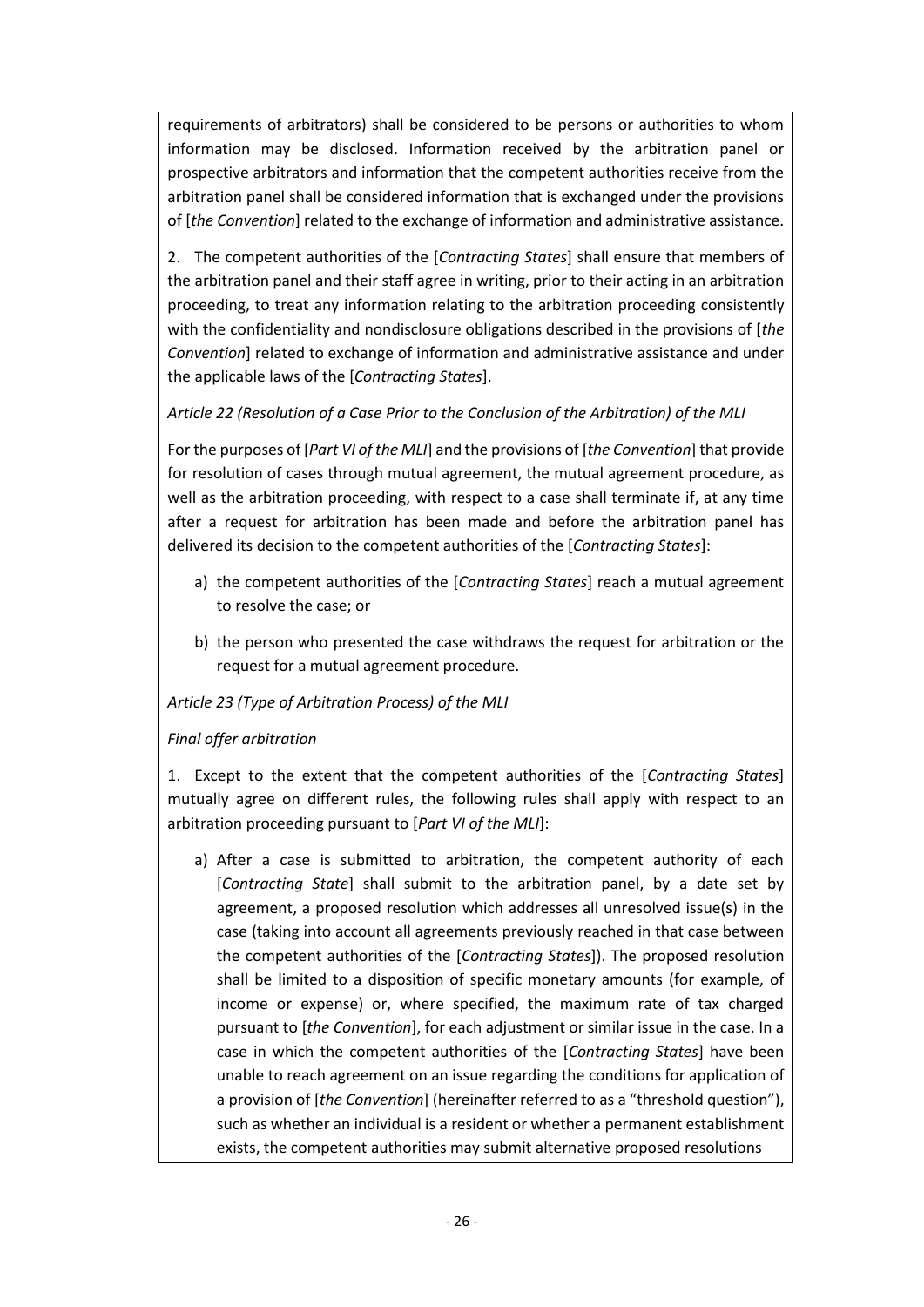requirements of arbitrators) shall be considered to be persons or authorities to whom information may be disclosed. Information received by the arbitration panel or prospective arbitrators and information that the competent authorities receive from the arbitration panel shall be considered information that is exchanged under the provisions of [*the Convention*] related to the exchange of information and administrative assistance.

2. The competent authorities of the [*Contracting States*] shall ensure that members of the arbitration panel and their staff agree in writing, prior to their acting in an arbitration proceeding, to treat any information relating to the arbitration proceeding consistently with the confidentiality and nondisclosure obligations described in the provisions of [*the Convention*] related to exchange of information and administrative assistance and under the applicable laws of the [*Contracting States*].

*Article 22 (Resolution of a Case Prior to the Conclusion of the Arbitration) of the MLI*

For the purposes of [*Part VI of the MLI*] and the provisions of [*the Convention*] that provide for resolution of cases through mutual agreement, the mutual agreement procedure, as well as the arbitration proceeding, with respect to a case shall terminate if, at any time after a request for arbitration has been made and before the arbitration panel has delivered its decision to the competent authorities of the [*Contracting States*]:

a) the competent authorities of the [*Contracting States*] reach a mutual agreement to resolve the case; or

b) the person who presented the case withdraws the request for arbitration or the request for a mutual agreement procedure.

*Article 23 (Type of Arbitration Process) of the MLI*

*Final offer arbitration*

1. Except to the extent that the competent authorities of the [*Contracting States*] mutually agree on different rules, the following rules shall apply with respect to an arbitration proceeding pursuant to [*Part VI of the MLI*]:

a) After a case is submitted to arbitration, the competent authority of each [*Contracting State*] shall submit to the arbitration panel, by a date set by agreement, a proposed resolution which addresses all unresolved issue(s) in the case (taking into account all agreements previously reached in that case between the competent authorities of the [*Contracting States*]). The proposed resolution shall be limited to a disposition of specific monetary amounts (for example, of income or expense) or, where specified, the maximum rate of tax charged pursuant to [*the Convention*], for each adjustment or similar issue in the case. In a case in which the competent authorities of the [*Contracting States*] have been unable to reach agreement on an issue regarding the conditions for application of a provision of [*the Convention*] (hereinafter referred to as a "threshold question"), such as whether an individual is a resident or whether a permanent establishment exists, the competent authorities may submit alternative proposed resolutions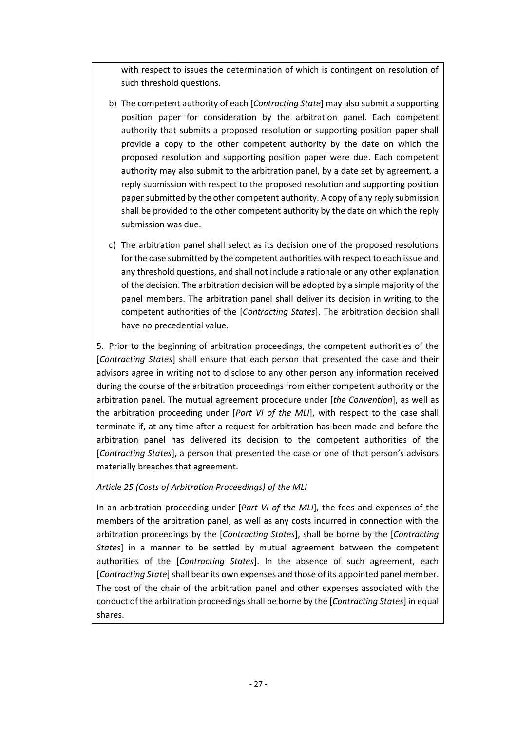with respect to issues the determination of which is contingent on resolution of such threshold questions.

b) The competent authority of each [*Contracting State*] may also submit a supporting position paper for consideration by the arbitration panel. Each competent authority that submits a proposed resolution or supporting position paper shall provide a copy to the other competent authority by the date on which the proposed resolution and supporting position paper were due. Each competent authority may also submit to the arbitration panel, by a date set by agreement, a reply submission with respect to the proposed resolution and supporting position paper submitted by the other competent authority. A copy of any reply submission shall be provided to the other competent authority by the date on which the reply submission was due.

c) The arbitration panel shall select as its decision one of the proposed resolutions for the case submitted by the competent authorities with respect to each issue and any threshold questions, and shall not include a rationale or any other explanation of the decision. The arbitration decision will be adopted by a simple majority of the panel members. The arbitration panel shall deliver its decision in writing to the competent authorities of the [*Contracting States*]. The arbitration decision shall have no precedential value.

5. Prior to the beginning of arbitration proceedings, the competent authorities of the [*Contracting States*] shall ensure that each person that presented the case and their advisors agree in writing not to disclose to any other person any information received during the course of the arbitration proceedings from either competent authority or the arbitration panel. The mutual agreement procedure under [*the Convention*], as well as the arbitration proceeding under [*Part VI of the MLI*], with respect to the case shall terminate if, at any time after a request for arbitration has been made and before the arbitration panel has delivered its decision to the competent authorities of the [*Contracting States*], a person that presented the case or one of that person's advisors materially breaches that agreement.

*Article 25 (Costs of Arbitration Proceedings) of the MLI*

In an arbitration proceeding under [*Part VI of the MLI*], the fees and expenses of the members of the arbitration panel, as well as any costs incurred in connection with the arbitration proceedings by the [*Contracting States*], shall be borne by the [*Contracting States*] in a manner to be settled by mutual agreement between the competent authorities of the [*Contracting States*]. In the absence of such agreement, each [*Contracting State*] shall bear its own expenses and those of its appointed panel member. The cost of the chair of the arbitration panel and other expenses associated with the conduct of the arbitration proceedings shall be borne by the [*Contracting States*] in equal shares.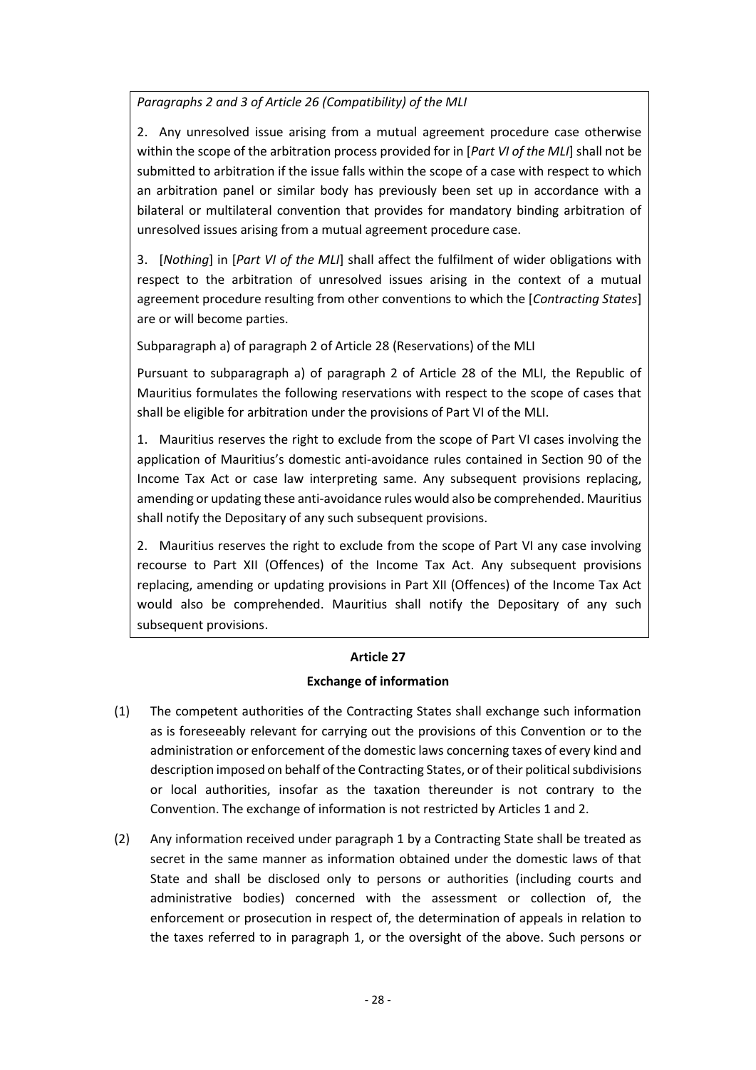*Paragraphs 2 and 3 of Article 26 (Compatibility) of the MLI*

2. Any unresolved issue arising from a mutual agreement procedure case otherwise within the scope of the arbitration process provided for in [*Part VI of the MLI*] shall not be submitted to arbitration if the issue falls within the scope of a case with respect to which an arbitration panel or similar body has previously been set up in accordance with a bilateral or multilateral convention that provides for mandatory binding arbitration of unresolved issues arising from a mutual agreement procedure case.

3. [*Nothing*] in [*Part VI of the MLI*] shall affect the fulfilment of wider obligations with respect to the arbitration of unresolved issues arising in the context of a mutual agreement procedure resulting from other conventions to which the [*Contracting States*] are or will become parties.

Subparagraph a) of paragraph 2 of Article 28 (Reservations) of the MLI

Pursuant to subparagraph a) of paragraph 2 of Article 28 of the MLI, the Republic of Mauritius formulates the following reservations with respect to the scope of cases that shall be eligible for arbitration under the provisions of Part VI of the MLI.

1. Mauritius reserves the right to exclude from the scope of Part VI cases involving the application of Mauritius's domestic anti-avoidance rules contained in Section 90 of the Income Tax Act or case law interpreting same. Any subsequent provisions replacing, amending or updating these anti-avoidance rules would also be comprehended. Mauritius shall notify the Depositary of any such subsequent provisions.

2. Mauritius reserves the right to exclude from the scope of Part VI any case involving recourse to Part XII (Offences) of the Income Tax Act. Any subsequent provisions replacing, amending or updating provisions in Part XII (Offences) of the Income Tax Act would also be comprehended. Mauritius shall notify the Depositary of any such subsequent provisions.

## Article 27

## Exchange of information

(1) The competent authorities of the Contracting States shall exchange such information as is foreseeably relevant for carrying out the provisions of this Convention or to the administration or enforcement of the domestic laws concerning taxes of every kind and description imposed on behalf of the Contracting States, or of their political subdivisions or local authorities, insofar as the taxation thereunder is not contrary to the Convention. The exchange of information is not restricted by Articles 1 and 2.

(2) Any information received under paragraph 1 by a Contracting State shall be treated as secret in the same manner as information obtained under the domestic laws of that State and shall be disclosed only to persons or authorities (including courts and administrative bodies) concerned with the assessment or collection of, the enforcement or prosecution in respect of, the determination of appeals in relation to the taxes referred to in paragraph 1, or the oversight of the above. Such persons or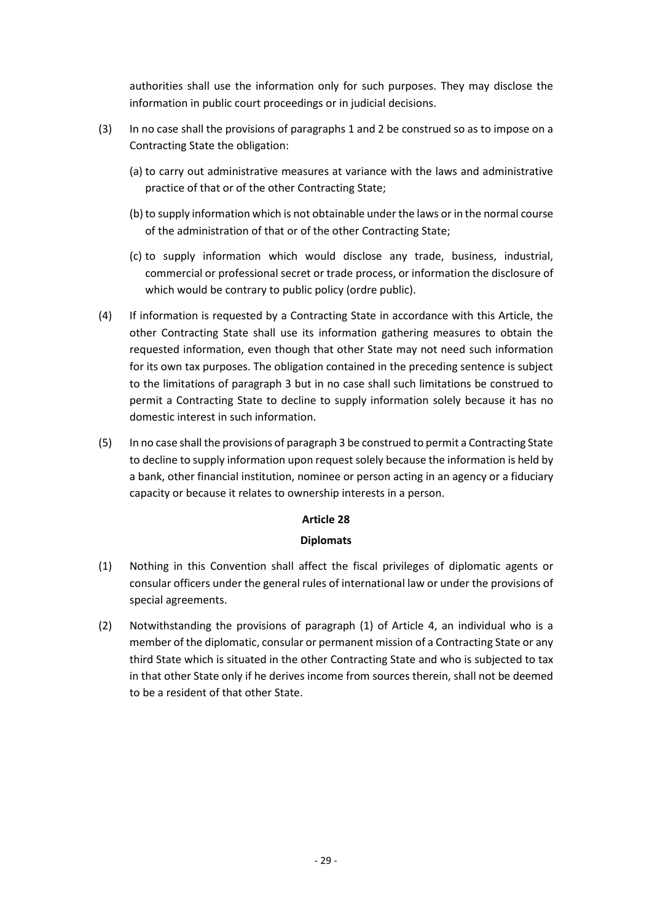authorities shall use the information only for such purposes. They may disclose the information in public court proceedings or in judicial decisions.

(3) In no case shall the provisions of paragraphs 1 and 2 be construed so as to impose on a Contracting State the obligation:

(a) to carry out administrative measures at variance with the laws and administrative practice of that or of the other Contracting State;

(b) to supply information which is not obtainable under the laws or in the normal course of the administration of that or of the other Contracting State;

(c) to supply information which would disclose any trade, business, industrial, commercial or professional secret or trade process, or information the disclosure of which would be contrary to public policy (ordre public).

(4) If information is requested by a Contracting State in accordance with this Article, the other Contracting State shall use its information gathering measures to obtain the requested information, even though that other State may not need such information for its own tax purposes. The obligation contained in the preceding sentence is subject to the limitations of paragraph 3 but in no case shall such limitations be construed to permit a Contracting State to decline to supply information solely because it has no domestic interest in such information.

(5) In no case shall the provisions of paragraph 3 be construed to permit a Contracting State to decline to supply information upon request solely because the information is held by a bank, other financial institution, nominee or person acting in an agency or a fiduciary capacity or because it relates to ownership interests in a person.

## Article 28

### Diplomats

(1) Nothing in this Convention shall affect the fiscal privileges of diplomatic agents or consular officers under the general rules of international law or under the provisions of special agreements.

(2) Notwithstanding the provisions of paragraph (1) of Article 4, an individual who is a member of the diplomatic, consular or permanent mission of a Contracting State or any third State which is situated in the other Contracting State and who is subjected to tax in that other State only if he derives income from sources therein, shall not be deemed to be a resident of that other State.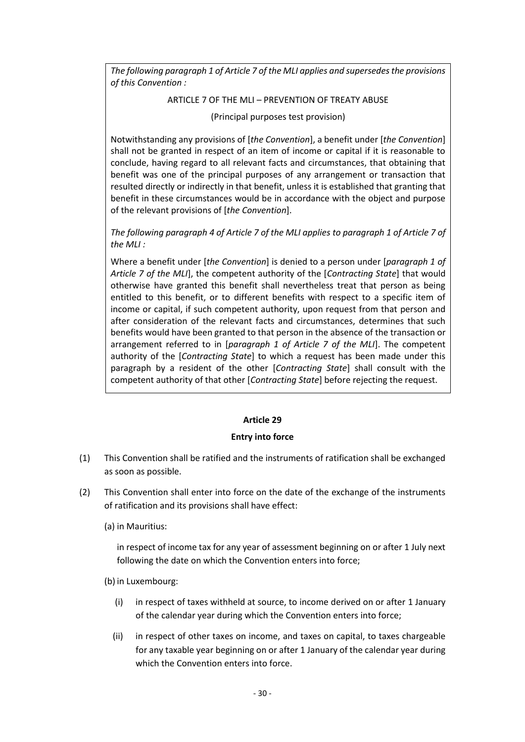*The following paragraph 1 of Article 7 of the MLI applies and supersedes the provisions of this Convention :*

ARTICLE 7 OF THE MLI – PREVENTION OF TREATY ABUSE

(Principal purposes test provision)

Notwithstanding any provisions of [*the Convention*], a benefit under [*the Convention*] shall not be granted in respect of an item of income or capital if it is reasonable to conclude, having regard to all relevant facts and circumstances, that obtaining that benefit was one of the principal purposes of any arrangement or transaction that resulted directly or indirectly in that benefit, unless it is established that granting that benefit in these circumstances would be in accordance with the object and purpose of the relevant provisions of [*the Convention*].

*The following paragraph 4 of Article 7 of the MLI applies to paragraph 1 of Article 7 of the MLI :*

Where a benefit under [*the Convention*] is denied to a person under [*paragraph 1 of Article 7 of the MLI*], the competent authority of the [*Contracting State*] that would otherwise have granted this benefit shall nevertheless treat that person as being entitled to this benefit, or to different benefits with respect to a specific item of income or capital, if such competent authority, upon request from that person and after consideration of the relevant facts and circumstances, determines that such benefits would have been granted to that person in the absence of the transaction or arrangement referred to in [*paragraph 1 of Article 7 of the MLI*]. The competent authority of the [*Contracting State*] to which a request has been made under this paragraph by a resident of the other [*Contracting State*] shall consult with the competent authority of that other [*Contracting State*] before rejecting the request.

**Article 29**

**Entry into force**

(1) This Convention shall be ratified and the instruments of ratification shall be exchanged as soon as possible.

(2) This Convention shall enter into force on the date of the exchange of the instruments of ratification and its provisions shall have effect:

(a) in Mauritius:

in respect of income tax for any year of assessment beginning on or after 1 July next following the date on which the Convention enters into force;

(b) in Luxembourg:

(i) in respect of taxes withheld at source, to income derived on or after 1 January of the calendar year during which the Convention enters into force;

(ii) in respect of other taxes on income, and taxes on capital, to taxes chargeable for any taxable year beginning on or after 1 January of the calendar year during which the Convention enters into force.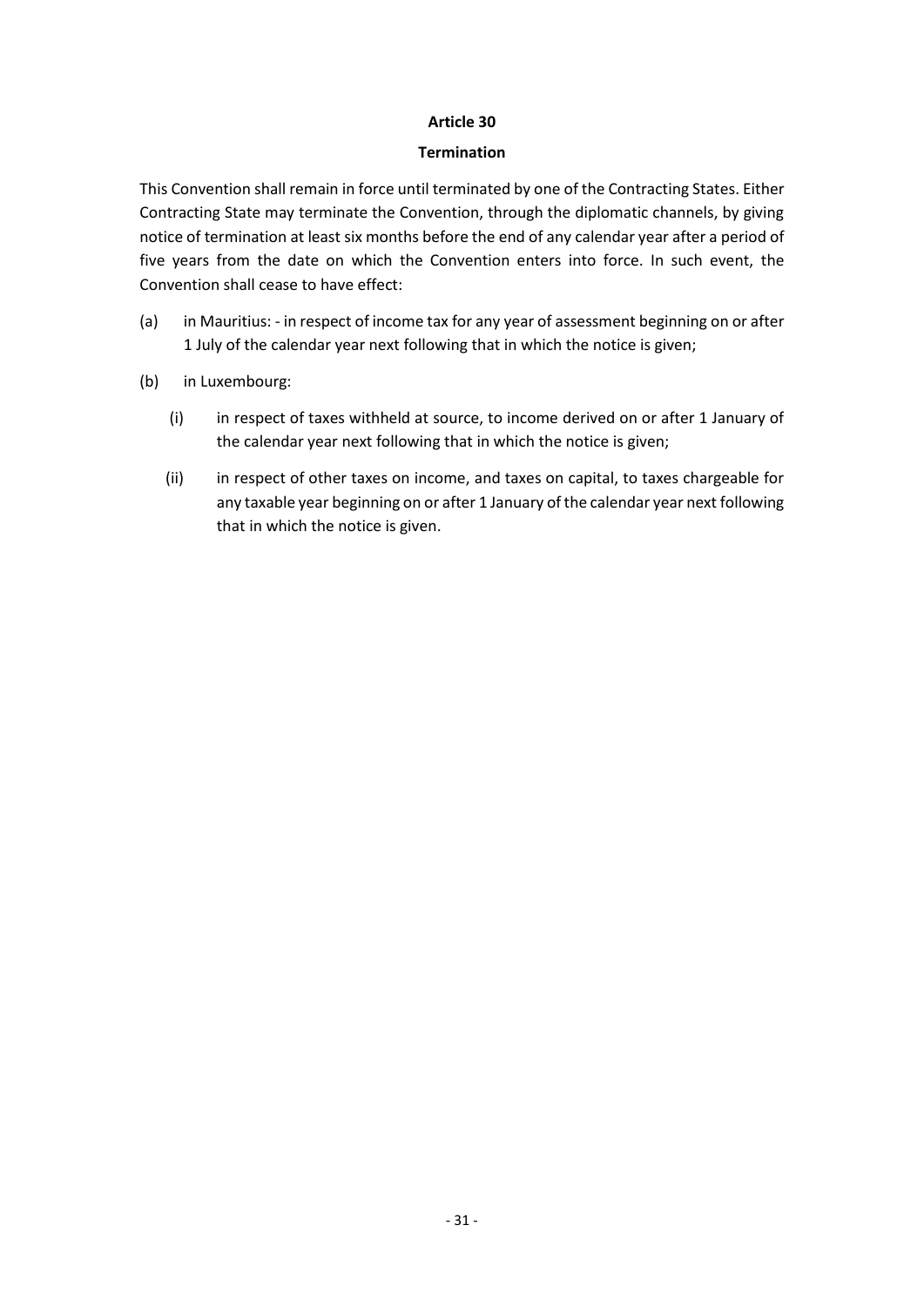## Article 30

### Termination

This Convention shall remain in force until terminated by one of the Contracting States. Either Contracting State may terminate the Convention, through the diplomatic channels, by giving notice of termination at least six months before the end of any calendar year after a period of five years from the date on which the Convention enters into force. In such event, the Convention shall cease to have effect:

(a) in Mauritius: - in respect of income tax for any year of assessment beginning on or after 1 July of the calendar year next following that in which the notice is given;

(b) in Luxembourg:

   (i) in respect of taxes withheld at source, to income derived on or after 1 January of the calendar year next following that in which the notice is given;

   (ii) in respect of other taxes on income, and taxes on capital, to taxes chargeable for any taxable year beginning on or after 1 January of the calendar year next following that in which the notice is given.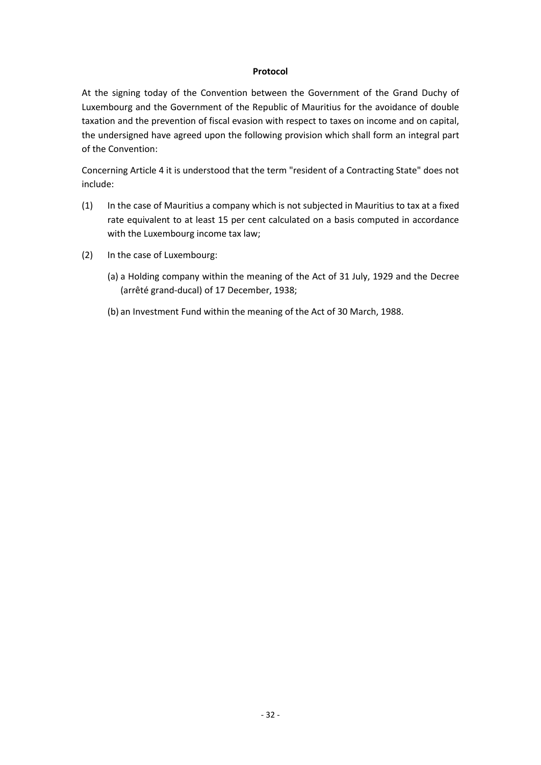**Protocol**

At the signing today of the Convention between the Government of the Grand Duchy of Luxembourg and the Government of the Republic of Mauritius for the avoidance of double taxation and the prevention of fiscal evasion with respect to taxes on income and on capital, the undersigned have agreed upon the following provision which shall form an integral part of the Convention:

Concerning Article 4 it is understood that the term "resident of a Contracting State" does not include:

(1) In the case of Mauritius a company which is not subjected in Mauritius to tax at a fixed rate equivalent to at least 15 per cent calculated on a basis computed in accordance with the Luxembourg income tax law;

(2) In the case of Luxembourg:

   (a) a Holding company within the meaning of the Act of 31 July, 1929 and the Decree (arrêté grand-ducal) of 17 December, 1938;

   (b) an Investment Fund within the meaning of the Act of 30 March, 1988.